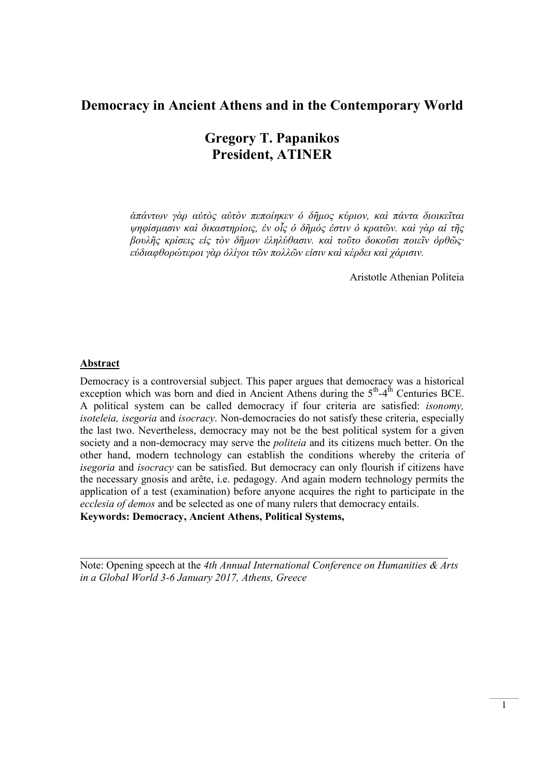# Democracy in Ancient Athens and in the Contemporary World

## Gregory T. Papanikos
## President, ATINER

*ἁπάντων γὰρ αὐτὸς αὑτὸν πεποίηκεν ὁ δῆμος κύριον, καὶ πάντα διοικεῖται ψηφίσμασιν καὶ δικαστηρίοις, ἐν οἷς ὁ δῆμός ἐστιν ὁ κρατῶν. καὶ γὰρ αἱ τῆς βουλῆς κρίσεις εἰς τὸν δῆμον ἐληλύθασιν. καὶ τοῦτο δοκοῦσι ποιεῖν ὀρθῶς· εὐδιαφθορώτεροι γὰρ ὀλίγοι τῶν πολλῶν εἰσιν καὶ κέρδει καὶ χάρισιν.*

Aristotle Athenian Politeia

### Abstract

Democracy is a controversial subject. This paper argues that democracy was a historical exception which was born and died in Ancient Athens during the 5th-4th Centuries BCE. A political system can be called democracy if four criteria are satisfied: *isonomy, isoteleia, isegoria* and *isocracy*. Non-democracies do not satisfy these criteria, especially the last two. Nevertheless, democracy may not be the best political system for a given society and a non-democracy may serve the *politeia* and its citizens much better. On the other hand, modern technology can establish the conditions whereby the criteria of *isegoria* and *isocracy* can be satisfied. But democracy can only flourish if citizens have the necessary gnosis and arête, i.e. pedagogy. And again modern technology permits the application of a test (examination) before anyone acquires the right to participate in the *ecclesia of demos* and be selected as one of many rulers that democracy entails.

**Keywords: Democracy, Ancient Athens, Political Systems,**

---

Note: Opening speech at the *4th Annual International Conference on Humanities & Arts in a Global World 3-6 January 2017, Athens, Greece*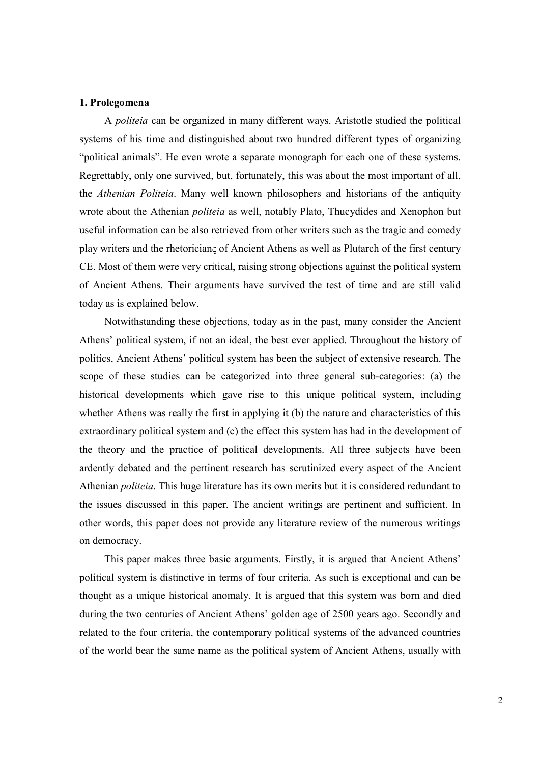**1. Prolegomena**

A *politeia* can be organized in many different ways. Aristotle studied the political systems of his time and distinguished about two hundred different types of organizing "political animals". He even wrote a separate monograph for each one of these systems. Regrettably, only one survived, but, fortunately, this was about the most important of all, the *Athenian Politeia*. Many well known philosophers and historians of the antiquity wrote about the Athenian *politeia* as well, notably Plato, Thucydides and Xenophon but useful information can be also retrieved from other writers such as the tragic and comedy play writers and the rhetoricianς of Ancient Athens as well as Plutarch of the first century CE. Most of them were very critical, raising strong objections against the political system of Ancient Athens. Their arguments have survived the test of time and are still valid today as is explained below.

Notwithstanding these objections, today as in the past, many consider the Ancient Athens' political system, if not an ideal, the best ever applied. Throughout the history of politics, Ancient Athens' political system has been the subject of extensive research. The scope of these studies can be categorized into three general sub-categories: (a) the historical developments which gave rise to this unique political system, including whether Athens was really the first in applying it (b) the nature and characteristics of this extraordinary political system and (c) the effect this system has had in the development of the theory and the practice of political developments. All three subjects have been ardently debated and the pertinent research has scrutinized every aspect of the Ancient Athenian *politeia*. This huge literature has its own merits but it is considered redundant to the issues discussed in this paper. The ancient writings are pertinent and sufficient. In other words, this paper does not provide any literature review of the numerous writings on democracy.

This paper makes three basic arguments. Firstly, it is argued that Ancient Athens' political system is distinctive in terms of four criteria. As such is exceptional and can be thought as a unique historical anomaly. It is argued that this system was born and died during the two centuries of Ancient Athens' golden age of 2500 years ago. Secondly and related to the four criteria, the contemporary political systems of the advanced countries of the world bear the same name as the political system of Ancient Athens, usually with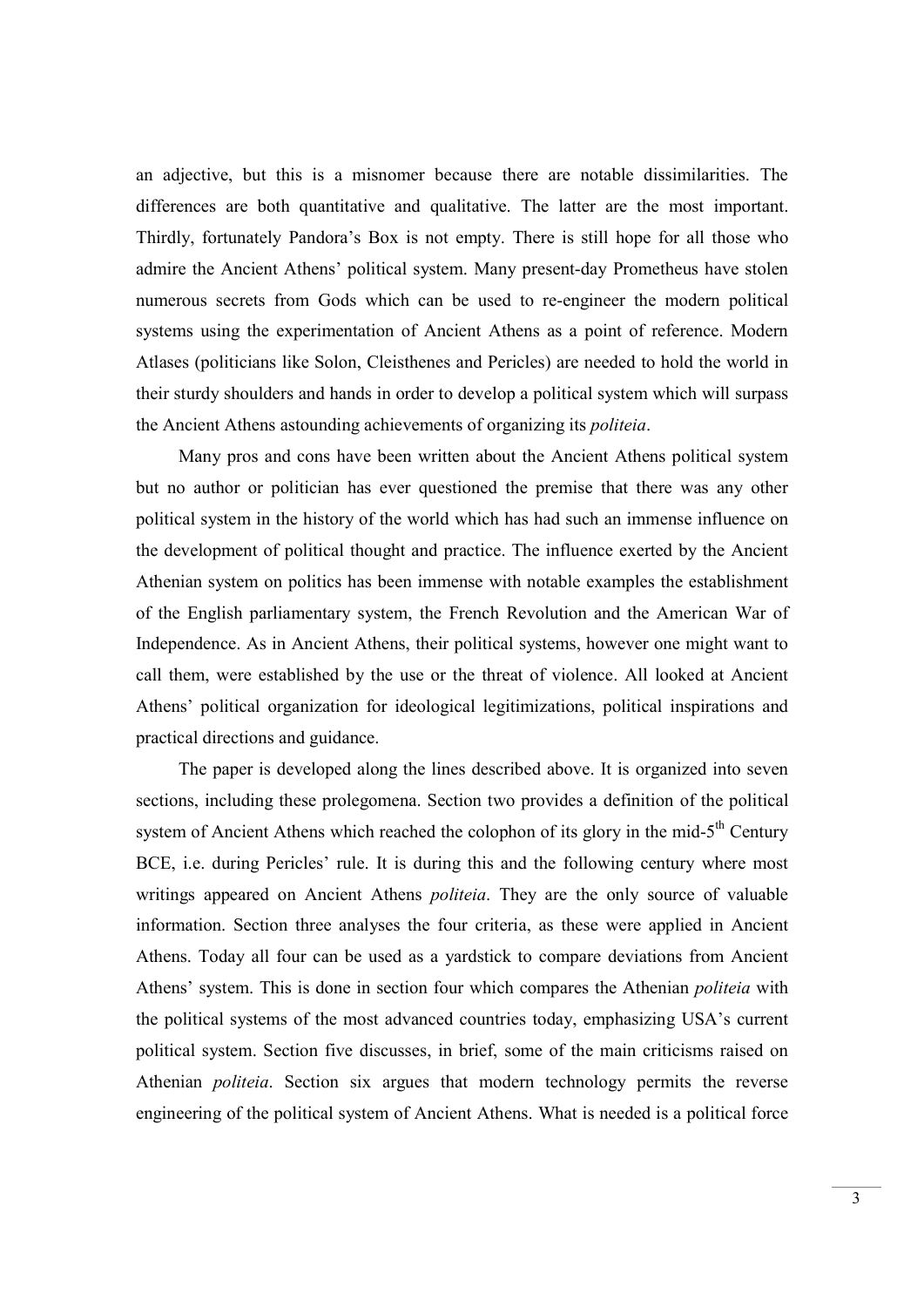an adjective, but this is a misnomer because there are notable dissimilarities. The differences are both quantitative and qualitative. The latter are the most important. Thirdly, fortunately Pandora's Box is not empty. There is still hope for all those who admire the Ancient Athens' political system. Many present-day Prometheus have stolen numerous secrets from Gods which can be used to re-engineer the modern political systems using the experimentation of Ancient Athens as a point of reference. Modern Atlases (politicians like Solon, Cleisthenes and Pericles) are needed to hold the world in their sturdy shoulders and hands in order to develop a political system which will surpass the Ancient Athens astounding achievements of organizing its *politeia*.

Many pros and cons have been written about the Ancient Athens political system but no author or politician has ever questioned the premise that there was any other political system in the history of the world which has had such an immense influence on the development of political thought and practice. The influence exerted by the Ancient Athenian system on politics has been immense with notable examples the establishment of the English parliamentary system, the French Revolution and the American War of Independence. As in Ancient Athens, their political systems, however one might want to call them, were established by the use or the threat of violence. All looked at Ancient Athens' political organization for ideological legitimizations, political inspirations and practical directions and guidance.

The paper is developed along the lines described above. It is organized into seven sections, including these prolegomena. Section two provides a definition of the political system of Ancient Athens which reached the colophon of its glory in the mid-5th Century BCE, i.e. during Pericles' rule. It is during this and the following century where most writings appeared on Ancient Athens *politeia*. They are the only source of valuable information. Section three analyses the four criteria, as these were applied in Ancient Athens. Today all four can be used as a yardstick to compare deviations from Ancient Athens' system. This is done in section four which compares the Athenian *politeia* with the political systems of the most advanced countries today, emphasizing USA's current political system. Section five discusses, in brief, some of the main criticisms raised on Athenian *politeia*. Section six argues that modern technology permits the reverse engineering of the political system of Ancient Athens. What is needed is a political force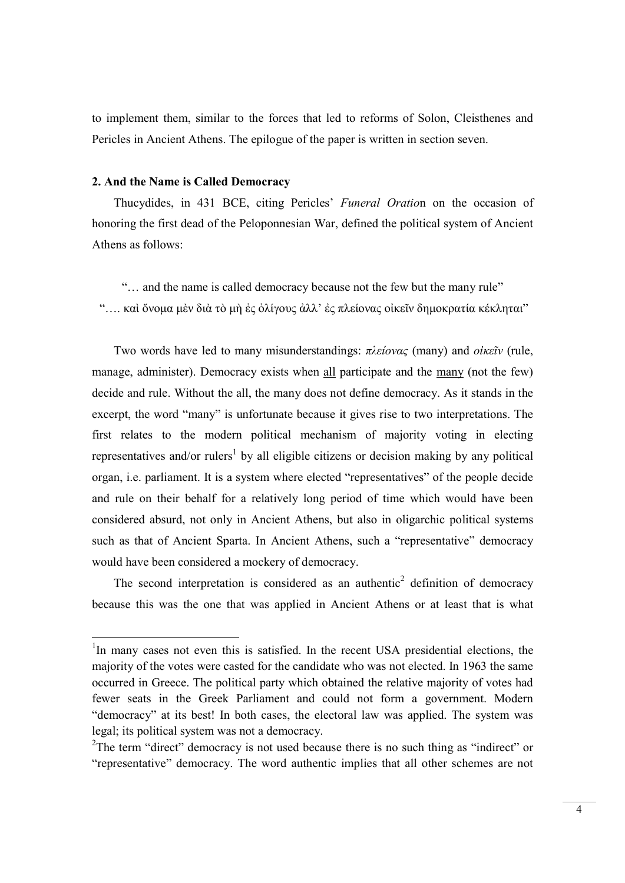to implement them, similar to the forces that led to reforms of Solon, Cleisthenes and Pericles in Ancient Athens. The epilogue of the paper is written in section seven.

## 2. And the Name is Called Democracy

Thucydides, in 431 BCE, citing Pericles' *Funeral Oratio*n on the occasion of honoring the first dead of the Peloponnesian War, defined the political system of Ancient Athens as follows:

"… and the name is called democracy because not the few but the many rule"
"…. καὶ ὄνομα μὲν διὰ τὸ μὴ ἐς ὀλίγους ἀλλ' ἐς πλείονας οἰκεῖν δημοκρατία κέκληται"

Two words have led to many misunderstandings: *πλείονας* (many) and *οἰκεῖν* (rule, manage, administer). Democracy exists when <u>all</u> participate and the <u>many</u> (not the few) decide and rule. Without the all, the many does not define democracy. As it stands in the excerpt, the word "many" is unfortunate because it gives rise to two interpretations. The first relates to the modern political mechanism of majority voting in electing representatives and/or rulers[1] by all eligible citizens or decision making by any political organ, i.e. parliament. It is a system where elected "representatives" of the people decide and rule on their behalf for a relatively long period of time which would have been considered absurd, not only in Ancient Athens, but also in oligarchic political systems such as that of Ancient Sparta. In Ancient Athens, such a "representative" democracy would have been considered a mockery of democracy.

The second interpretation is considered as an authentic[2] definition of democracy because this was the one that was applied in Ancient Athens or at least that is what

---

[1]In many cases not even this is satisfied. In the recent USA presidential elections, the majority of the votes were casted for the candidate who was not elected. In 1963 the same occurred in Greece. The political party which obtained the relative majority of votes had fewer seats in the Greek Parliament and could not form a government. Modern "democracy" at its best! In both cases, the electoral law was applied. The system was legal; its political system was not a democracy.

[2]The term "direct" democracy is not used because there is no such thing as "indirect" or "representative" democracy. The word authentic implies that all other schemes are not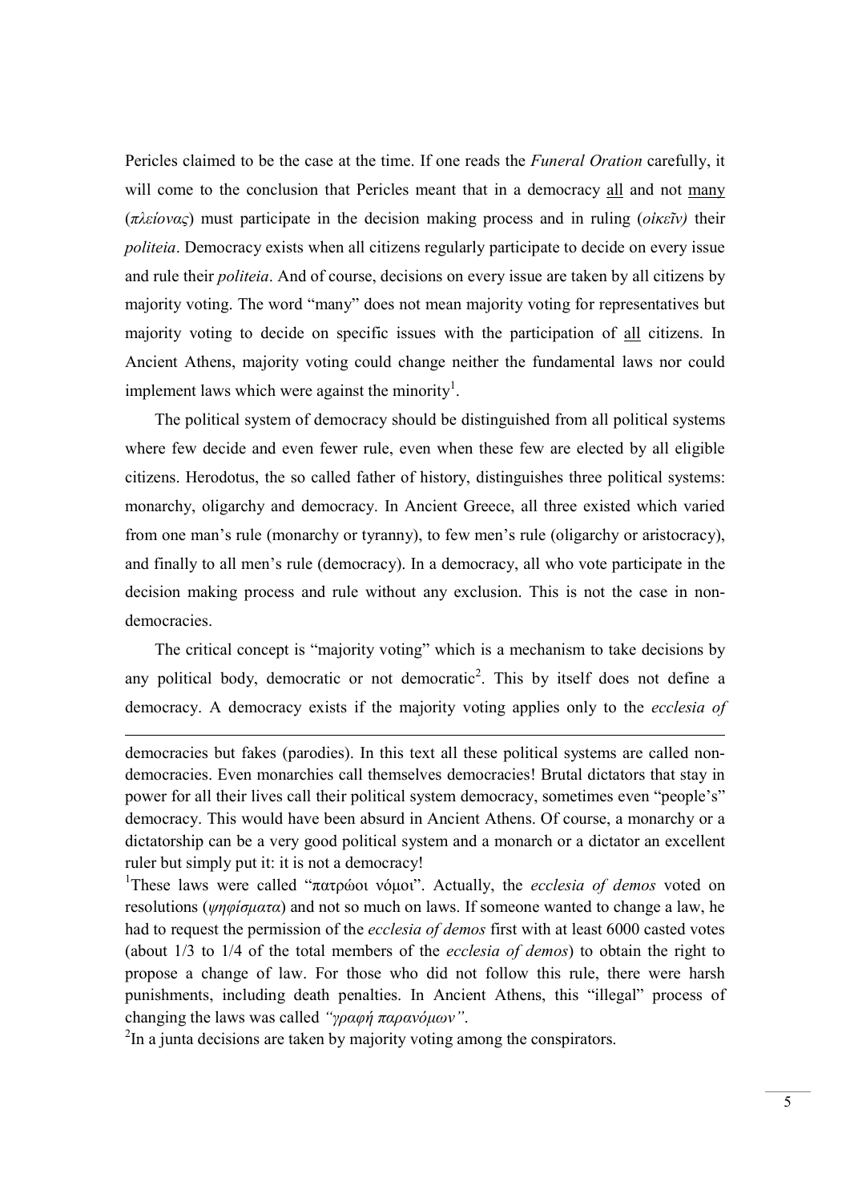Pericles claimed to be the case at the time. If one reads the *Funeral Oration* carefully, it will come to the conclusion that Pericles meant that in a democracy all and not many (*πλείονας*) must participate in the decision making process and in ruling (*οἰκεῖν)* their *politeia*. Democracy exists when all citizens regularly participate to decide on every issue and rule their *politeia*. And of course, decisions on every issue are taken by all citizens by majority voting. The word "many" does not mean majority voting for representatives but majority voting to decide on specific issues with the participation of all citizens. In Ancient Athens, majority voting could change neither the fundamental laws nor could implement laws which were against the minority[1].

The political system of democracy should be distinguished from all political systems where few decide and even fewer rule, even when these few are elected by all eligible citizens. Herodotus, the so called father of history, distinguishes three political systems: monarchy, oligarchy and democracy. In Ancient Greece, all three existed which varied from one man's rule (monarchy or tyranny), to few men's rule (oligarchy or aristocracy), and finally to all men's rule (democracy). In a democracy, all who vote participate in the decision making process and rule without any exclusion. This is not the case in non-democracies.

The critical concept is "majority voting" which is a mechanism to take decisions by any political body, democratic or not democratic[2]. This by itself does not define a democracy. A democracy exists if the majority voting applies only to the *ecclesia of*

---

democracies but fakes (parodies). In this text all these political systems are called non-democracies. Even monarchies call themselves democracies! Brutal dictators that stay in power for all their lives call their political system democracy, sometimes even "people's" democracy. This would have been absurd in Ancient Athens. Of course, a monarchy or a dictatorship can be a very good political system and a monarch or a dictator an excellent ruler but simply put it: it is not a democracy!

[1]These laws were called "πατρώοι νόμοι". Actually, the *ecclesia of demos* voted on resolutions (*ψηφίσματα*) and not so much on laws. If someone wanted to change a law, he had to request the permission of the *ecclesia of demos* first with at least 6000 casted votes (about 1/3 to 1/4 of the total members of the *ecclesia of demos*) to obtain the right to propose a change of law. For those who did not follow this rule, there were harsh punishments, including death penalties. In Ancient Athens, this "illegal" process of changing the laws was called *"γραφή παρανόμων"*.

[2]In a junta decisions are taken by majority voting among the conspirators.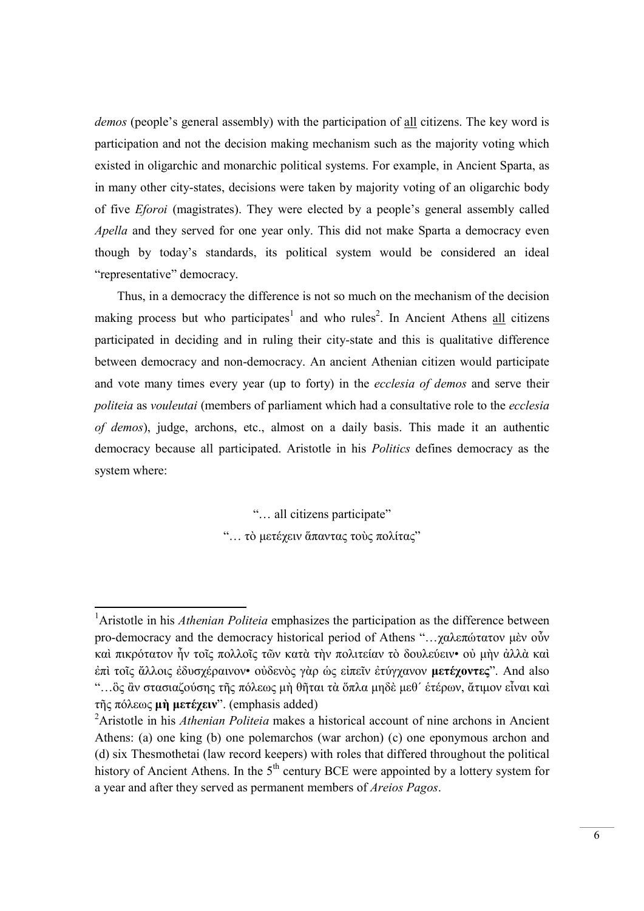*demos* (people's general assembly) with the participation of all citizens. The key word is participation and not the decision making mechanism such as the majority voting which existed in oligarchic and monarchic political systems. For example, in Ancient Sparta, as in many other city-states, decisions were taken by majority voting of an oligarchic body of five *Eforoi* (magistrates). They were elected by a people's general assembly called *Apella* and they served for one year only. This did not make Sparta a democracy even though by today's standards, its political system would be considered an ideal "representative" democracy.

Thus, in a democracy the difference is not so much on the mechanism of the decision making process but who participates[1] and who rules[2]. In Ancient Athens all citizens participated in deciding and in ruling their city-state and this is qualitative difference between democracy and non-democracy. An ancient Athenian citizen would participate and vote many times every year (up to forty) in the *ecclesia of demos* and serve their *politeia* as *vouleutai* (members of parliament which had a consultative role to the *ecclesia of demos*), judge, archons, etc., almost on a daily basis. This made it an authentic democracy because all participated. Aristotle in his *Politics* defines democracy as the system where:

"… all citizens participate"
"… τὸ μετέχειν ἅπαντας τοὺς πολίτας"

---

[1] Aristotle in his *Athenian Politeia* emphasizes the participation as the difference between pro-democracy and the democracy historical period of Athens "…χαλεπώτατον μὲν οὖν καὶ πικρότατον ἦν τοῖς πολλοῖς τῶν κατὰ τὴν πολιτείαν τὸ δουλεύειν• οὐ μὴν ἀλλὰ καὶ ἐπὶ τοῖς ἄλλοις ἐδυσχέραινον• οὐδενὸς γὰρ ὡς εἰπεῖν ἐτύγχανον **μετέχοντες**". And also "…ὃς ἂν στασιαζούσης τῆς πόλεως μὴ θῆται τὰ ὅπλα μηδὲ μεθ΄ ἑτέρων, ἄτιμον εἶναι καὶ τῆς πόλεως **μὴ μετέχειν**". (emphasis added)

[2] Aristotle in his *Athenian Politeia* makes a historical account of nine archons in Ancient Athens: (a) one king (b) one polemarchos (war archon) (c) one eponymous archon and (d) six Thesmothetai (law record keepers) with roles that differed throughout the political history of Ancient Athens. In the 5th century BCE were appointed by a lottery system for a year and after they served as permanent members of *Areios Pagos*.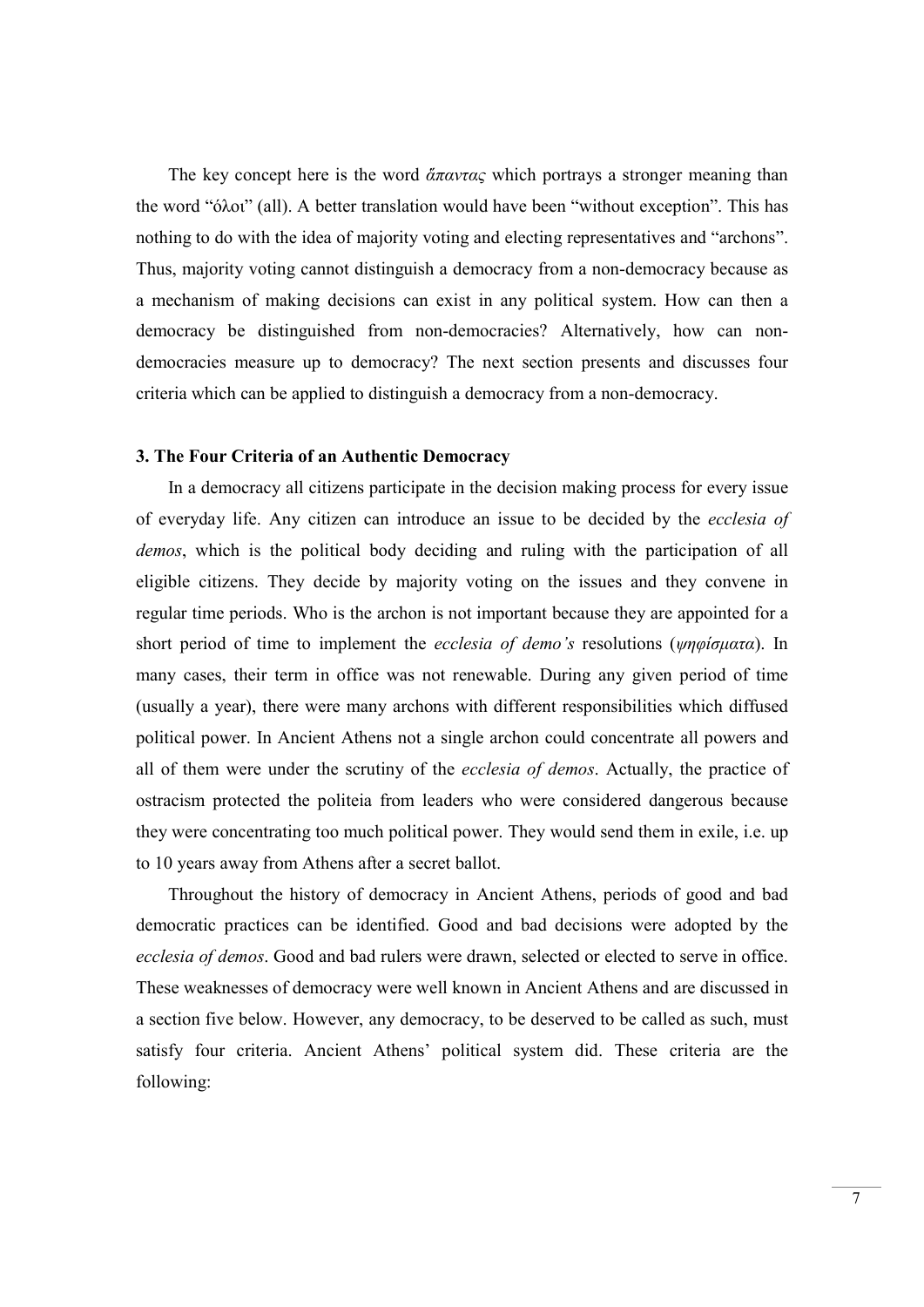The key concept here is the word *ἅπαντας* which portrays a stronger meaning than the word "όλοι" (all). A better translation would have been "without exception". This has nothing to do with the idea of majority voting and electing representatives and "archons". Thus, majority voting cannot distinguish a democracy from a non-democracy because as a mechanism of making decisions can exist in any political system. How can then a democracy be distinguished from non-democracies? Alternatively, how can non-democracies measure up to democracy? The next section presents and discusses four criteria which can be applied to distinguish a democracy from a non-democracy.

### 3. The Four Criteria of an Authentic Democracy

In a democracy all citizens participate in the decision making process for every issue of everyday life. Any citizen can introduce an issue to be decided by the *ecclesia of demos*, which is the political body deciding and ruling with the participation of all eligible citizens. They decide by majority voting on the issues and they convene in regular time periods. Who is the archon is not important because they are appointed for a short period of time to implement the *ecclesia of demo's* resolutions (*ψηφίσματα*). In many cases, their term in office was not renewable. During any given period of time (usually a year), there were many archons with different responsibilities which diffused political power. In Ancient Athens not a single archon could concentrate all powers and all of them were under the scrutiny of the *ecclesia of demos*. Actually, the practice of ostracism protected the politeia from leaders who were considered dangerous because they were concentrating too much political power. They would send them in exile, i.e. up to 10 years away from Athens after a secret ballot.

Throughout the history of democracy in Ancient Athens, periods of good and bad democratic practices can be identified. Good and bad decisions were adopted by the *ecclesia of demos*. Good and bad rulers were drawn, selected or elected to serve in office. These weaknesses of democracy were well known in Ancient Athens and are discussed in a section five below. However, any democracy, to be deserved to be called as such, must satisfy four criteria. Ancient Athens' political system did. These criteria are the following: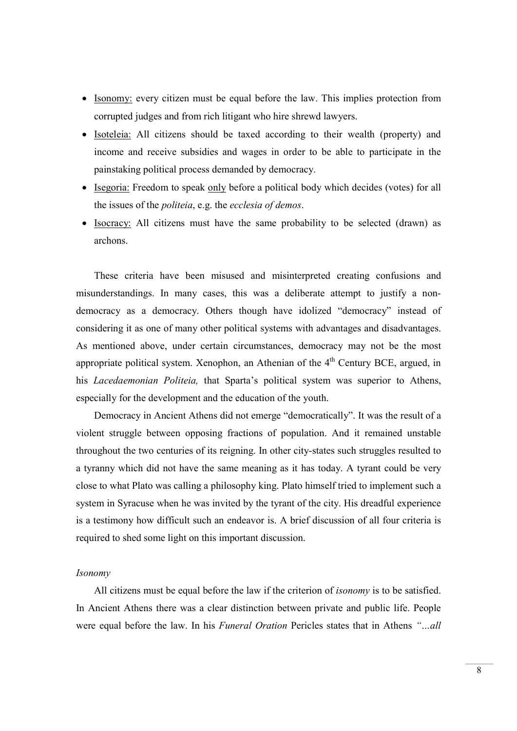- Isonomy: every citizen must be equal before the law. This implies protection from corrupted judges and from rich litigant who hire shrewd lawyers.
- Isoteleia: All citizens should be taxed according to their wealth (property) and income and receive subsidies and wages in order to be able to participate in the painstaking political process demanded by democracy.
- Isegoria: Freedom to speak only before a political body which decides (votes) for all the issues of the *politeia*, e.g. the *ecclesia of demos*.
- Isocracy: All citizens must have the same probability to be selected (drawn) as archons.

These criteria have been misused and misinterpreted creating confusions and misunderstandings. In many cases, this was a deliberate attempt to justify a non-democracy as a democracy. Others though have idolized "democracy" instead of considering it as one of many other political systems with advantages and disadvantages. As mentioned above, under certain circumstances, democracy may not be the most appropriate political system. Xenophon, an Athenian of the 4th Century BCE, argued, in his *Lacedaemonian Politeia,* that Sparta's political system was superior to Athens, especially for the development and the education of the youth.

Democracy in Ancient Athens did not emerge "democratically". It was the result of a violent struggle between opposing fractions of population. And it remained unstable throughout the two centuries of its reigning. In other city-states such struggles resulted to a tyranny which did not have the same meaning as it has today. A tyrant could be very close to what Plato was calling a philosophy king. Plato himself tried to implement such a system in Syracuse when he was invited by the tyrant of the city. His dreadful experience is a testimony how difficult such an endeavor is. A brief discussion of all four criteria is required to shed some light on this important discussion.

*Isonomy*

All citizens must be equal before the law if the criterion of *isonomy* is to be satisfied. In Ancient Athens there was a clear distinction between private and public life. People were equal before the law. In his *Funeral Oration* Pericles states that in Athens *"…all*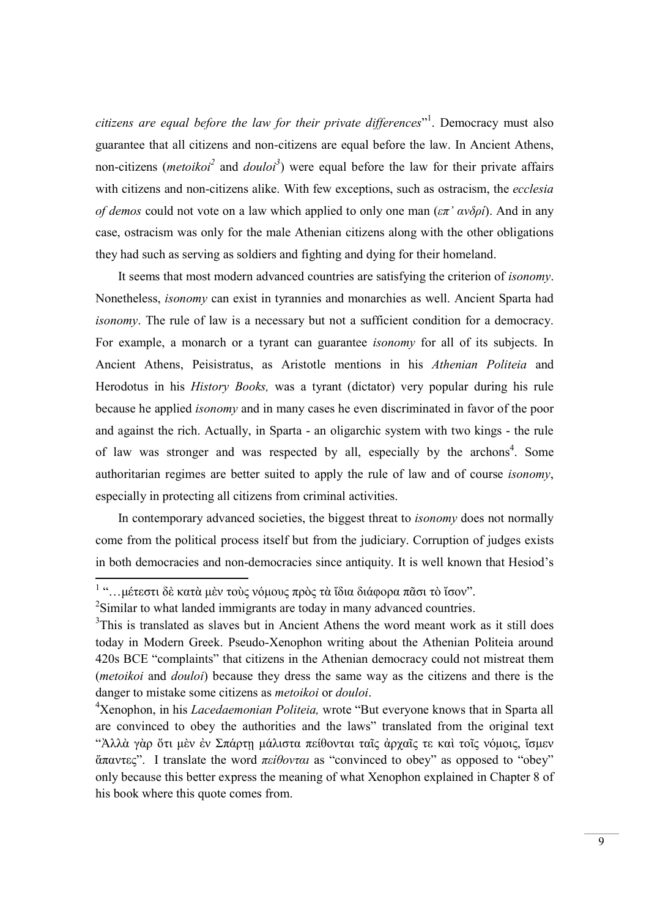*citizens are equal before the law for their private differences*"[1]. Democracy must also guarantee that all citizens and non-citizens are equal before the law. In Ancient Athens, non-citizens (*metoikoi*[2] and *douloi*[3]) were equal before the law for their private affairs with citizens and non-citizens alike. With few exceptions, such as ostracism, the *ecclesia of demos* could not vote on a law which applied to only one man (*επ' ανδρί*). And in any case, ostracism was only for the male Athenian citizens along with the other obligations they had such as serving as soldiers and fighting and dying for their homeland.

It seems that most modern advanced countries are satisfying the criterion of *isonomy*. Nonetheless, *isonomy* can exist in tyrannies and monarchies as well. Ancient Sparta had *isonomy*. The rule of law is a necessary but not a sufficient condition for a democracy. For example, a monarch or a tyrant can guarantee *isonomy* for all of its subjects. In Ancient Athens, Peisistratus, as Aristotle mentions in his *Athenian Politeia* and Herodotus in his *History Books,* was a tyrant (dictator) very popular during his rule because he applied *isonomy* and in many cases he even discriminated in favor of the poor and against the rich. Actually, in Sparta - an oligarchic system with two kings - the rule of law was stronger and was respected by all, especially by the archons[4]. Some authoritarian regimes are better suited to apply the rule of law and of course *isonomy*, especially in protecting all citizens from criminal activities.

In contemporary advanced societies, the biggest threat to *isonomy* does not normally come from the political process itself but from the judiciary. Corruption of judges exists in both democracies and non-democracies since antiquity. It is well known that Hesiod's

---

[1] "…μέτεστι δὲ κατὰ μὲν τοὺς νόμους πρὸς τὰ ἴδια διάφορα πᾶσι τὸ ἴσον".

[2] Similar to what landed immigrants are today in many advanced countries.

[3] This is translated as slaves but in Ancient Athens the word meant work as it still does today in Modern Greek. Pseudo-Xenophon writing about the Athenian Politeia around 420s BCE "complaints" that citizens in the Athenian democracy could not mistreat them (*metoikoi* and *douloi*) because they dress the same way as the citizens and there is the danger to mistake some citizens as *metoikoi* or *douloi*.

[4] Xenophon, in his *Lacedaemonian Politeia,* wrote "But everyone knows that in Sparta all are convinced to obey the authorities and the laws" translated from the original text "Ἀλλὰ γὰρ ὅτι μὲν ἐν Σπάρτῃ μάλιστα πείθονται ταῖς ἀρχαῖς τε καὶ τοῖς νόμοις, ἴσμεν ἅπαντες". I translate the word *πείθονται* as "convinced to obey" as opposed to "obey" only because this better express the meaning of what Xenophon explained in Chapter 8 of his book where this quote comes from.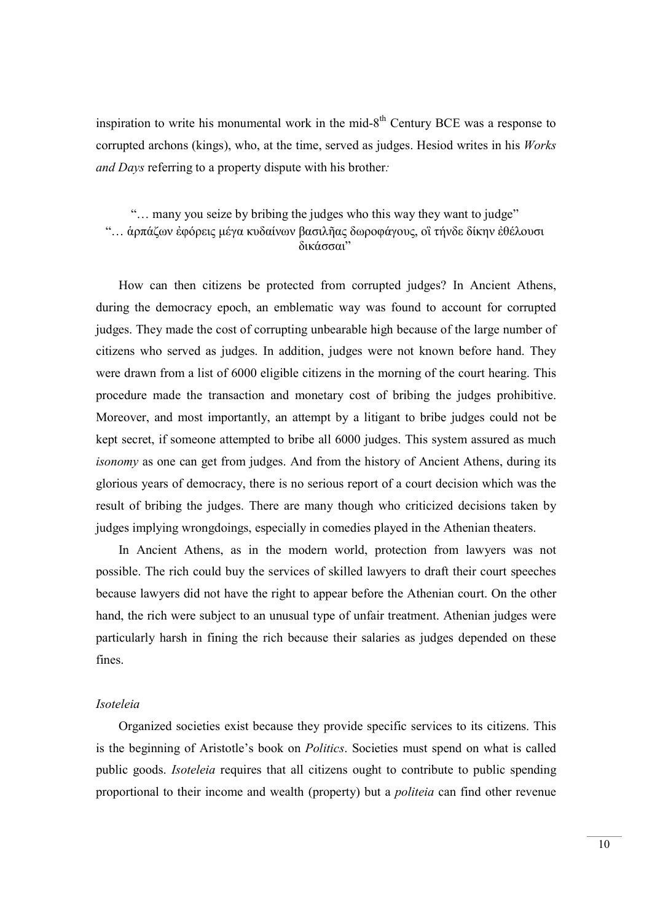inspiration to write his monumental work in the mid-8th Century BCE was a response to corrupted archons (kings), who, at the time, served as judges. Hesiod writes in his *Works and Days* referring to a property dispute with his brother*:*

> "… many you seize by bribing the judges who this way they want to judge"
> "… ἁρπάζων ἐφόρεις μέγα κυδαίνων βασιλῆας δωροφάγους, οἳ τήνδε δίκην ἐθέλουσι δικάσσαι"

How can then citizens be protected from corrupted judges? In Ancient Athens, during the democracy epoch, an emblematic way was found to account for corrupted judges. They made the cost of corrupting unbearable high because of the large number of citizens who served as judges. In addition, judges were not known before hand. They were drawn from a list of 6000 eligible citizens in the morning of the court hearing. This procedure made the transaction and monetary cost of bribing the judges prohibitive. Moreover, and most importantly, an attempt by a litigant to bribe judges could not be kept secret, if someone attempted to bribe all 6000 judges. This system assured as much *isonomy* as one can get from judges. And from the history of Ancient Athens, during its glorious years of democracy, there is no serious report of a court decision which was the result of bribing the judges. There are many though who criticized decisions taken by judges implying wrongdoings, especially in comedies played in the Athenian theaters.

In Ancient Athens, as in the modern world, protection from lawyers was not possible. The rich could buy the services of skilled lawyers to draft their court speeches because lawyers did not have the right to appear before the Athenian court. On the other hand, the rich were subject to an unusual type of unfair treatment. Athenian judges were particularly harsh in fining the rich because their salaries as judges depended on these fines.

*Isoteleia*

Organized societies exist because they provide specific services to its citizens. This is the beginning of Aristotle's book on *Politics*. Societies must spend on what is called public goods. *Isoteleia* requires that all citizens ought to contribute to public spending proportional to their income and wealth (property) but a *politeia* can find other revenue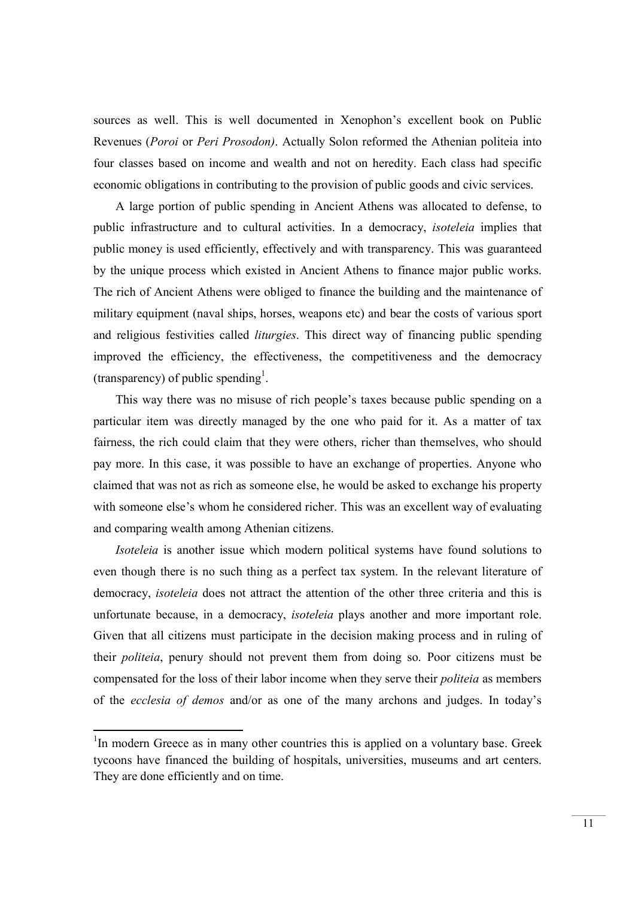sources as well. This is well documented in Xenophon's excellent book on Public Revenues (*Poroi* or *Peri Prosodon)*. Actually Solon reformed the Athenian politeia into four classes based on income and wealth and not on heredity. Each class had specific economic obligations in contributing to the provision of public goods and civic services.

A large portion of public spending in Ancient Athens was allocated to defense, to public infrastructure and to cultural activities. In a democracy, *isoteleia* implies that public money is used efficiently, effectively and with transparency. This was guaranteed by the unique process which existed in Ancient Athens to finance major public works. The rich of Ancient Athens were obliged to finance the building and the maintenance of military equipment (naval ships, horses, weapons etc) and bear the costs of various sport and religious festivities called *liturgies*. This direct way of financing public spending improved the efficiency, the effectiveness, the competitiveness and the democracy (transparency) of public spending[1].

This way there was no misuse of rich people's taxes because public spending on a particular item was directly managed by the one who paid for it. As a matter of tax fairness, the rich could claim that they were others, richer than themselves, who should pay more. In this case, it was possible to have an exchange of properties. Anyone who claimed that was not as rich as someone else, he would be asked to exchange his property with someone else's whom he considered richer. This was an excellent way of evaluating and comparing wealth among Athenian citizens.

*Isoteleia* is another issue which modern political systems have found solutions to even though there is no such thing as a perfect tax system. In the relevant literature of democracy, *isoteleia* does not attract the attention of the other three criteria and this is unfortunate because, in a democracy, *isoteleia* plays another and more important role. Given that all citizens must participate in the decision making process and in ruling of their *politeia*, penury should not prevent them from doing so. Poor citizens must be compensated for the loss of their labor income when they serve their *politeia* as members of the *ecclesia of demos* and/or as one of the many archons and judges. In today's

[1] In modern Greece as in many other countries this is applied on a voluntary base. Greek tycoons have financed the building of hospitals, universities, museums and art centers. They are done efficiently and on time.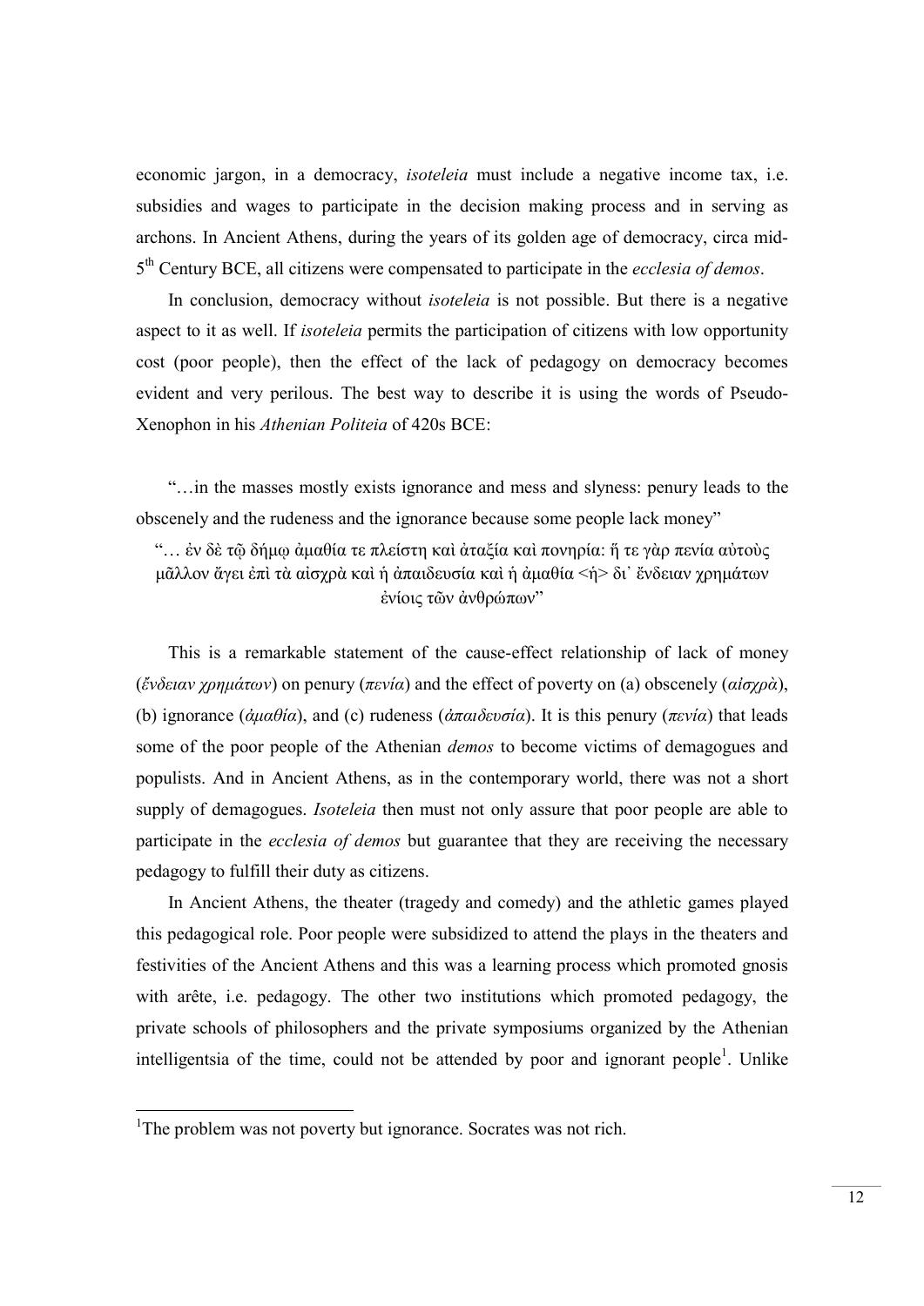economic jargon, in a democracy, *isoteleia* must include a negative income tax, i.e. subsidies and wages to participate in the decision making process and in serving as archons. In Ancient Athens, during the years of its golden age of democracy, circa mid-5th Century BCE, all citizens were compensated to participate in the *ecclesia of demos*.

In conclusion, democracy without *isoteleia* is not possible. But there is a negative aspect to it as well. If *isoteleia* permits the participation of citizens with low opportunity cost (poor people), then the effect of the lack of pedagogy on democracy becomes evident and very perilous. The best way to describe it is using the words of Pseudo-Xenophon in his *Athenian Politeia* of 420s BCE:

"…in the masses mostly exists ignorance and mess and slyness: penury leads to the obscenely and the rudeness and the ignorance because some people lack money"

"… ἐν δὲ τῷ δήμῳ ἀμαθία τε πλείστη καὶ ἀταξία καὶ πονηρία: ἥ τε γὰρ πενία αὐτοὺς μᾶλλον ἄγει ἐπὶ τὰ αἰσχρὰ καὶ ἡ ἀπαιδευσία καὶ ἡ ἀμαθία <ἡ> δι᾽ ἔνδειαν χρημάτων ἐνίοις τῶν ἀνθρώπων"

This is a remarkable statement of the cause-effect relationship of lack of money (*ἔνδειαν χρημάτων*) on penury (*πενία*) and the effect of poverty on (a) obscenely (*αἰσχρὰ*), (b) ignorance (*ἀμαθία*), and (c) rudeness (*ἀπαιδευσία*). It is this penury (*πενία*) that leads some of the poor people of the Athenian *demos* to become victims of demagogues and populists. And in Ancient Athens, as in the contemporary world, there was not a short supply of demagogues. *Isoteleia* then must not only assure that poor people are able to participate in the *ecclesia of demos* but guarantee that they are receiving the necessary pedagogy to fulfill their duty as citizens.

In Ancient Athens, the theater (tragedy and comedy) and the athletic games played this pedagogical role. Poor people were subsidized to attend the plays in the theaters and festivities of the Ancient Athens and this was a learning process which promoted gnosis with arête, i.e. pedagogy. The other two institutions which promoted pedagogy, the private schools of philosophers and the private symposiums organized by the Athenian intelligentsia of the time, could not be attended by poor and ignorant people[1]. Unlike

[1]The problem was not poverty but ignorance. Socrates was not rich.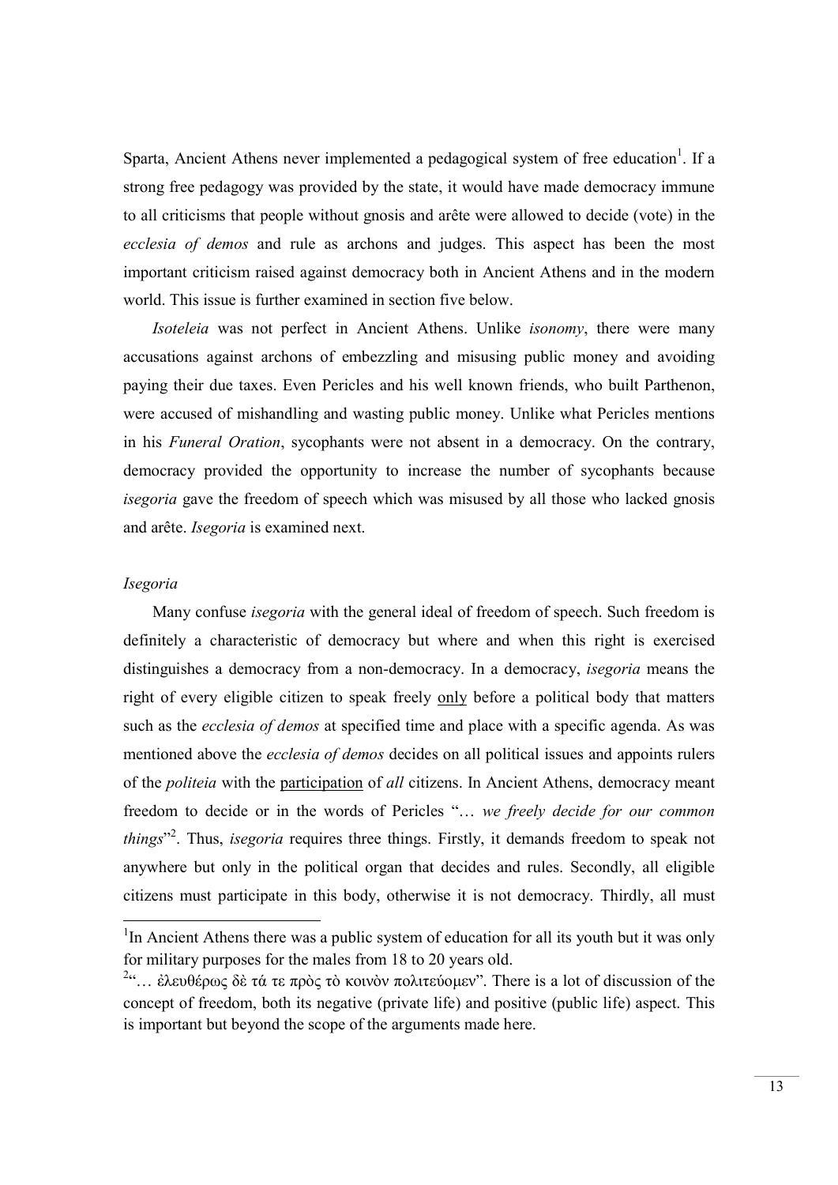Sparta, Ancient Athens never implemented a pedagogical system of free education[1]. If a strong free pedagogy was provided by the state, it would have made democracy immune to all criticisms that people without gnosis and arête were allowed to decide (vote) in the *ecclesia of demos* and rule as archons and judges. This aspect has been the most important criticism raised against democracy both in Ancient Athens and in the modern world. This issue is further examined in section five below.

*Isoteleia* was not perfect in Ancient Athens. Unlike *isonomy*, there were many accusations against archons of embezzling and misusing public money and avoiding paying their due taxes. Even Pericles and his well known friends, who built Parthenon, were accused of mishandling and wasting public money. Unlike what Pericles mentions in his *Funeral Oration*, sycophants were not absent in a democracy. On the contrary, democracy provided the opportunity to increase the number of sycophants because *isegoria* gave the freedom of speech which was misused by all those who lacked gnosis and arête. *Isegoria* is examined next.

### *Isegoria*

Many confuse *isegoria* with the general ideal of freedom of speech. Such freedom is definitely a characteristic of democracy but where and when this right is exercised distinguishes a democracy from a non-democracy. In a democracy, *isegoria* means the right of every eligible citizen to speak freely <u>only</u> before a political body that matters such as the *ecclesia of demos* at specified time and place with a specific agenda. As was mentioned above the *ecclesia of demos* decides on all political issues and appoints rulers of the *politeia* with the <u>participation</u> of *all* citizens. In Ancient Athens, democracy meant freedom to decide or in the words of Pericles "… *we freely decide for our common things*"[2]. Thus, *isegoria* requires three things. Firstly, it demands freedom to speak not anywhere but only in the political organ that decides and rules. Secondly, all eligible citizens must participate in this body, otherwise it is not democracy. Thirdly, all must

---

[1] In Ancient Athens there was a public system of education for all its youth but it was only for military purposes for the males from 18 to 20 years old.

[2] "… ἐλευθέρως δὲ τά τε πρὸς τὸ κοινὸν πολιτεύομεν". There is a lot of discussion of the concept of freedom, both its negative (private life) and positive (public life) aspect. This is important but beyond the scope of the arguments made here.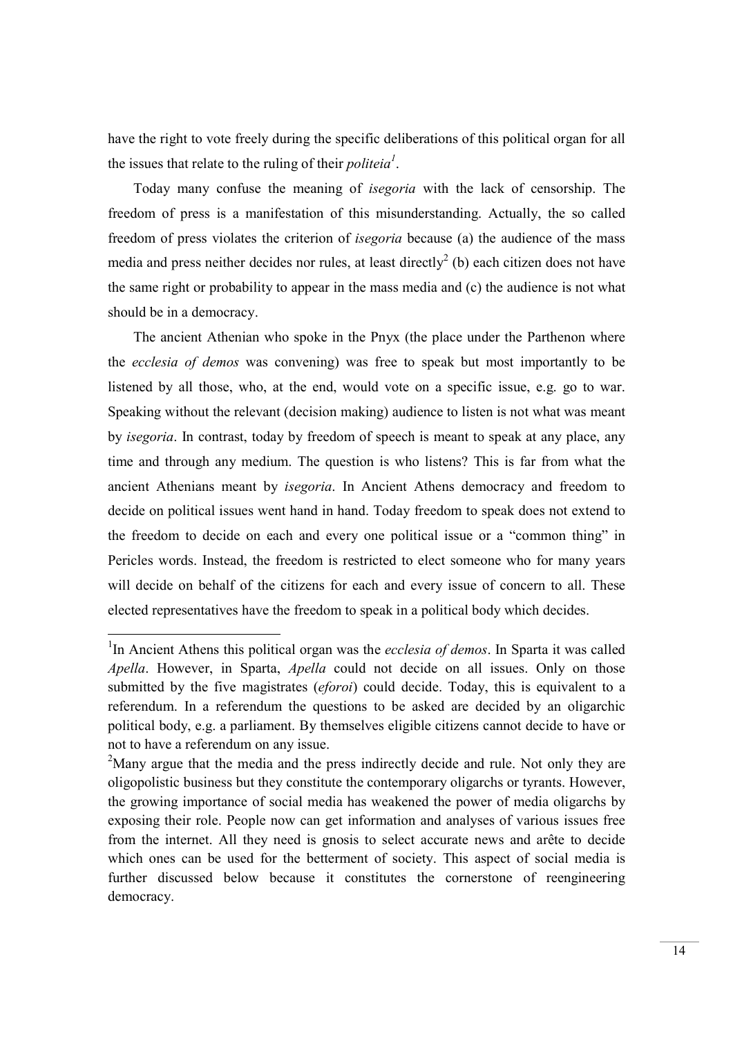have the right to vote freely during the specific deliberations of this political organ for all the issues that relate to the ruling of their *politeia*[1].

Today many confuse the meaning of *isegoria* with the lack of censorship. The freedom of press is a manifestation of this misunderstanding. Actually, the so called freedom of press violates the criterion of *isegoria* because (a) the audience of the mass media and press neither decides nor rules, at least directly[2] (b) each citizen does not have the same right or probability to appear in the mass media and (c) the audience is not what should be in a democracy.

The ancient Athenian who spoke in the Pnyx (the place under the Parthenon where the *ecclesia of demos* was convening) was free to speak but most importantly to be listened by all those, who, at the end, would vote on a specific issue, e.g. go to war. Speaking without the relevant (decision making) audience to listen is not what was meant by *isegoria*. In contrast, today by freedom of speech is meant to speak at any place, any time and through any medium. The question is who listens? This is far from what the ancient Athenians meant by *isegoria*. In Ancient Athens democracy and freedom to decide on political issues went hand in hand. Today freedom to speak does not extend to the freedom to decide on each and every one political issue or a "common thing" in Pericles words. Instead, the freedom is restricted to elect someone who for many years will decide on behalf of the citizens for each and every issue of concern to all. These elected representatives have the freedom to speak in a political body which decides.

---

[1]In Ancient Athens this political organ was the *ecclesia of demos*. In Sparta it was called *Apella*. However, in Sparta, *Apella* could not decide on all issues. Only on those submitted by the five magistrates (*eforoi*) could decide. Today, this is equivalent to a referendum. In a referendum the questions to be asked are decided by an oligarchic political body, e.g. a parliament. By themselves eligible citizens cannot decide to have or not to have a referendum on any issue.

[2]Many argue that the media and the press indirectly decide and rule. Not only they are oligopolistic business but they constitute the contemporary oligarchs or tyrants. However, the growing importance of social media has weakened the power of media oligarchs by exposing their role. People now can get information and analyses of various issues free from the internet. All they need is gnosis to select accurate news and arête to decide which ones can be used for the betterment of society. This aspect of social media is further discussed below because it constitutes the cornerstone of reengineering democracy.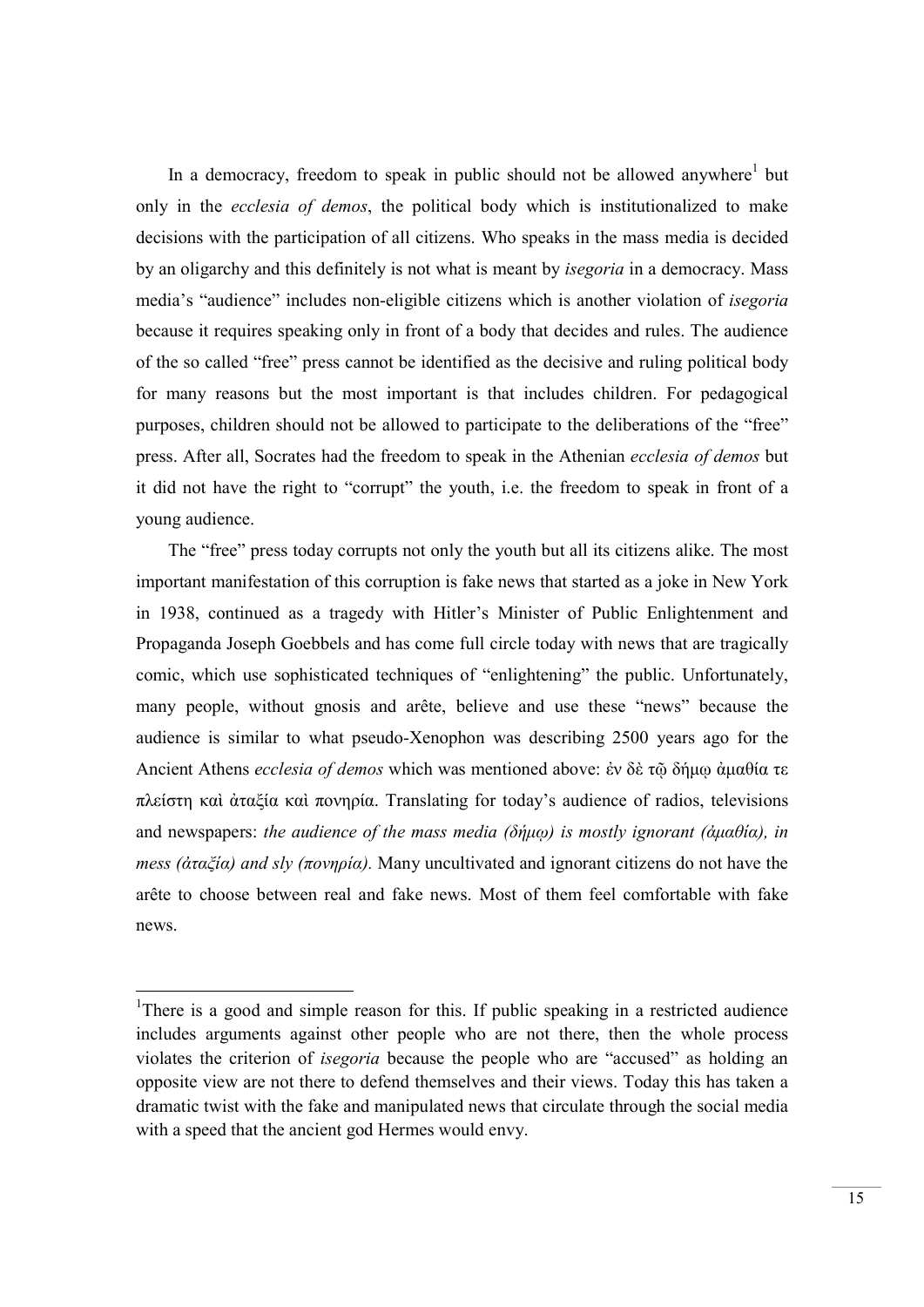In a democracy, freedom to speak in public should not be allowed anywhere[1] but only in the *ecclesia of demos*, the political body which is institutionalized to make decisions with the participation of all citizens. Who speaks in the mass media is decided by an oligarchy and this definitely is not what is meant by *isegoria* in a democracy. Mass media's "audience" includes non-eligible citizens which is another violation of *isegoria* because it requires speaking only in front of a body that decides and rules. The audience of the so called "free" press cannot be identified as the decisive and ruling political body for many reasons but the most important is that includes children. For pedagogical purposes, children should not be allowed to participate to the deliberations of the "free" press. After all, Socrates had the freedom to speak in the Athenian *ecclesia of demos* but it did not have the right to "corrupt" the youth, i.e. the freedom to speak in front of a young audience.

The "free" press today corrupts not only the youth but all its citizens alike. The most important manifestation of this corruption is fake news that started as a joke in New York in 1938, continued as a tragedy with Hitler's Minister of Public Enlightenment and Propaganda Joseph Goebbels and has come full circle today with news that are tragically comic, which use sophisticated techniques of "enlightening" the public. Unfortunately, many people, without gnosis and arête, believe and use these "news" because the audience is similar to what pseudo-Xenophon was describing 2500 years ago for the Ancient Athens *ecclesia of demos* which was mentioned above: ἐν δὲ τῷ δήμῳ ἀμαθία τε πλείστη καὶ ἀταξία καὶ πονηρία. Translating for today's audience of radios, televisions and newspapers: *the audience of the mass media (δήμῳ) is mostly ignorant (ἀμαθία), in mess (ἀταξία) and sly (πονηρία).* Many uncultivated and ignorant citizens do not have the arête to choose between real and fake news. Most of them feel comfortable with fake news.

---

[1]There is a good and simple reason for this. If public speaking in a restricted audience includes arguments against other people who are not there, then the whole process violates the criterion of *isegoria* because the people who are "accused" as holding an opposite view are not there to defend themselves and their views. Today this has taken a dramatic twist with the fake and manipulated news that circulate through the social media with a speed that the ancient god Hermes would envy.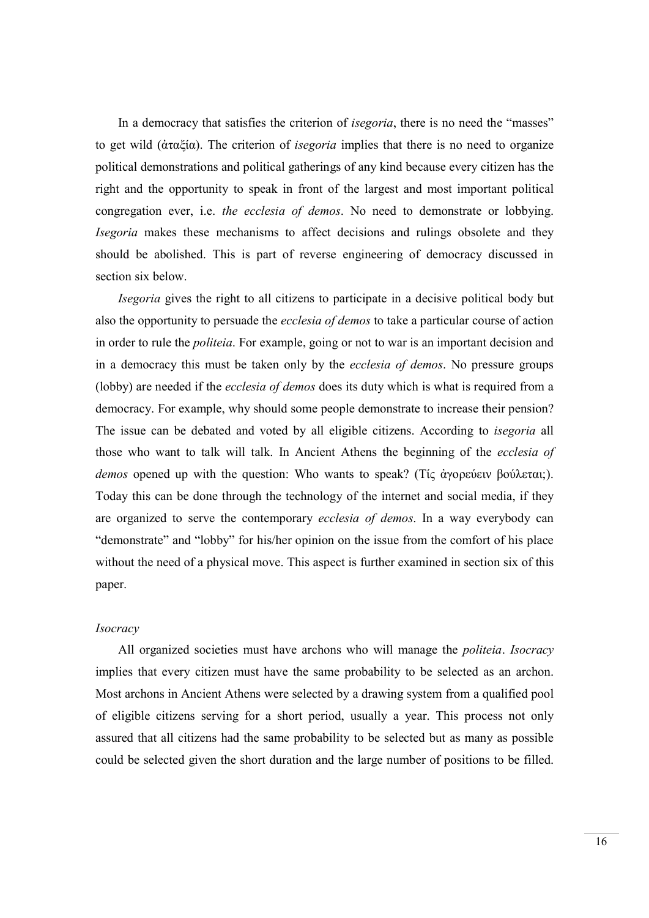In a democracy that satisfies the criterion of *isegoria*, there is no need the "masses" to get wild (ἀταξία). The criterion of *isegoria* implies that there is no need to organize political demonstrations and political gatherings of any kind because every citizen has the right and the opportunity to speak in front of the largest and most important political congregation ever, i.e. *the ecclesia of demos*. No need to demonstrate or lobbying. *Isegoria* makes these mechanisms to affect decisions and rulings obsolete and they should be abolished. This is part of reverse engineering of democracy discussed in section six below.

*Isegoria* gives the right to all citizens to participate in a decisive political body but also the opportunity to persuade the *ecclesia of demos* to take a particular course of action in order to rule the *politeia*. For example, going or not to war is an important decision and in a democracy this must be taken only by the *ecclesia of demos*. No pressure groups (lobby) are needed if the *ecclesia of demos* does its duty which is what is required from a democracy. For example, why should some people demonstrate to increase their pension? The issue can be debated and voted by all eligible citizens. According to *isegoria* all those who want to talk will talk. In Ancient Athens the beginning of the *ecclesia of demos* opened up with the question: Who wants to speak? (Τίς ἀγορεύειν βούλεται;). Today this can be done through the technology of the internet and social media, if they are organized to serve the contemporary *ecclesia of demos*. In a way everybody can "demonstrate" and "lobby" for his/her opinion on the issue from the comfort of his place without the need of a physical move. This aspect is further examined in section six of this paper.

*Isocracy*

All organized societies must have archons who will manage the *politeia*. *Isocracy* implies that every citizen must have the same probability to be selected as an archon. Most archons in Ancient Athens were selected by a drawing system from a qualified pool of eligible citizens serving for a short period, usually a year. This process not only assured that all citizens had the same probability to be selected but as many as possible could be selected given the short duration and the large number of positions to be filled.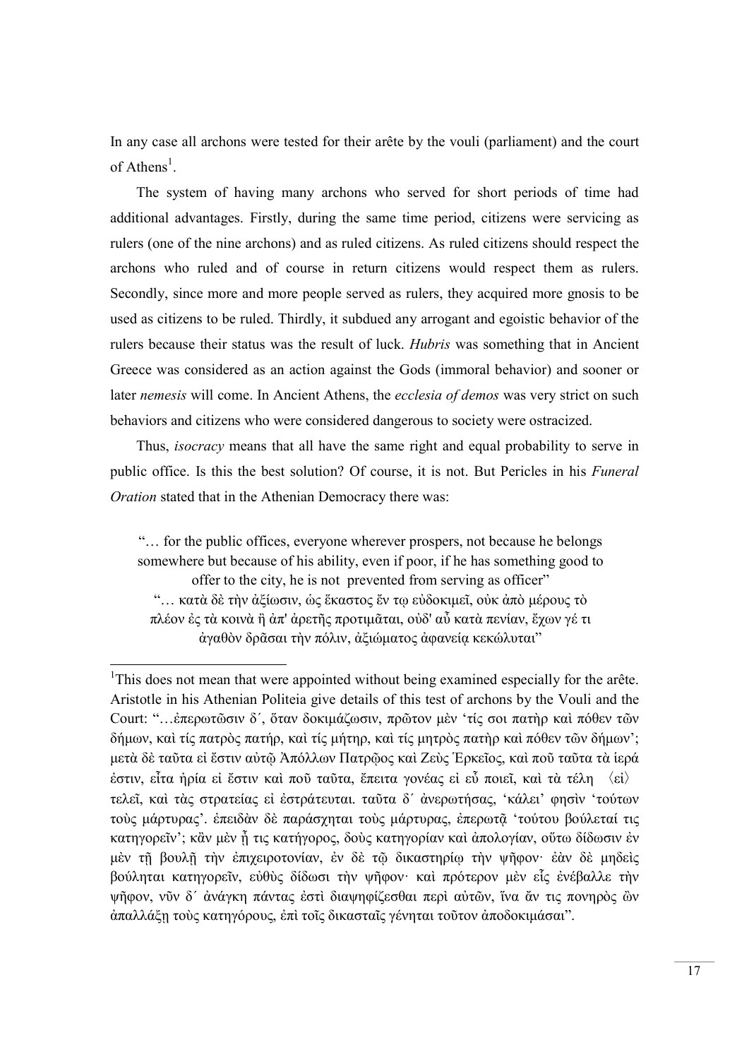In any case all archons were tested for their arête by the vouli (parliament) and the court of Athens[1].

The system of having many archons who served for short periods of time had additional advantages. Firstly, during the same time period, citizens were servicing as rulers (one of the nine archons) and as ruled citizens. As ruled citizens should respect the archons who ruled and of course in return citizens would respect them as rulers. Secondly, since more and more people served as rulers, they acquired more gnosis to be used as citizens to be ruled. Thirdly, it subdued any arrogant and egoistic behavior of the rulers because their status was the result of luck. *Hubris* was something that in Ancient Greece was considered as an action against the Gods (immoral behavior) and sooner or later *nemesis* will come. In Ancient Athens, the *ecclesia of demos* was very strict on such behaviors and citizens who were considered dangerous to society were ostracized.

Thus, *isocracy* means that all have the same right and equal probability to serve in public office. Is this the best solution? Of course, it is not. But Pericles in his *Funeral Oration* stated that in the Athenian Democracy there was:

> "… for the public offices, everyone wherever prospers, not because he belongs somewhere but because of his ability, even if poor, if he has something good to offer to the city, he is not prevented from serving as officer"
> "… κατὰ δὲ τὴν ἀξίωσιν, ὡς ἕκαστος ἔν τῳ εὐδοκιμεῖ, οὐκ ἀπὸ μέρους τὸ πλέον ἐς τὰ κοινὰ ἢ ἀπ' ἀρετῆς προτιμᾶται, οὐδ' αὖ κατὰ πενίαν, ἔχων γέ τι ἀγαθὸν δρᾶσαι τὴν πόλιν, ἀξιώματος ἀφανείᾳ κεκώλυται"

[1] This does not mean that were appointed without being examined especially for the arête. Aristotle in his Athenian Politeia give details of this test of archons by the Vouli and the Court: "…ἐπερωτῶσιν δ´, ὅταν δοκιμάζωσιν, πρῶτον μὲν 'τίς σοι πατὴρ καὶ πόθεν τῶν δήμων, καὶ τίς πατρὸς πατήρ, καὶ τίς μήτηρ, καὶ τίς μητρὸς πατὴρ καὶ πόθεν τῶν δήμων'; μετὰ δὲ ταῦτα εἰ ἔστιν αὐτῷ Ἀπόλλων Πατρῷος καὶ Ζεὺς Ἑρκεῖος, καὶ ποῦ ταῦτα τὰ ἱερά ἐστιν, εἶτα ἠρία εἰ ἔστιν καὶ ποῦ ταῦτα, ἔπειτα γονέας εἰ εὖ ποιεῖ, καὶ τὰ τέλη ⟨εἰ⟩ τελεῖ, καὶ τὰς στρατείας εἰ ἐστράτευται. ταῦτα δ´ ἀνερωτήσας, 'κάλει' φησὶν 'τούτων τοὺς μάρτυρας'. ἐπειδὰν δὲ παράσχηται τοὺς μάρτυρας, ἐπερωτᾷ 'τούτου βούλεταί τις κατηγορεῖν'; κἂν μὲν ᾖ τις κατήγορος, δοὺς κατηγορίαν καὶ ἀπολογίαν, οὕτω δίδωσιν ἐν μὲν τῇ βουλῇ τὴν ἐπιχειροτονίαν, ἐν δὲ τῷ δικαστηρίῳ τὴν ψῆφον· ἐὰν δὲ μηδεὶς βούληται κατηγορεῖν, εὐθὺς δίδωσι τὴν ψῆφον· καὶ πρότερον μὲν εἷς ἐνέβαλλε τὴν ψῆφον, νῦν δ´ ἀνάγκη πάντας ἐστὶ διαψηφίζεσθαι περὶ αὐτῶν, ἵνα ἄν τις πονηρὸς ὢν ἀπαλλάξῃ τοὺς κατηγόρους, ἐπὶ τοῖς δικασταῖς γένηται τοῦτον ἀποδοκιμάσαι".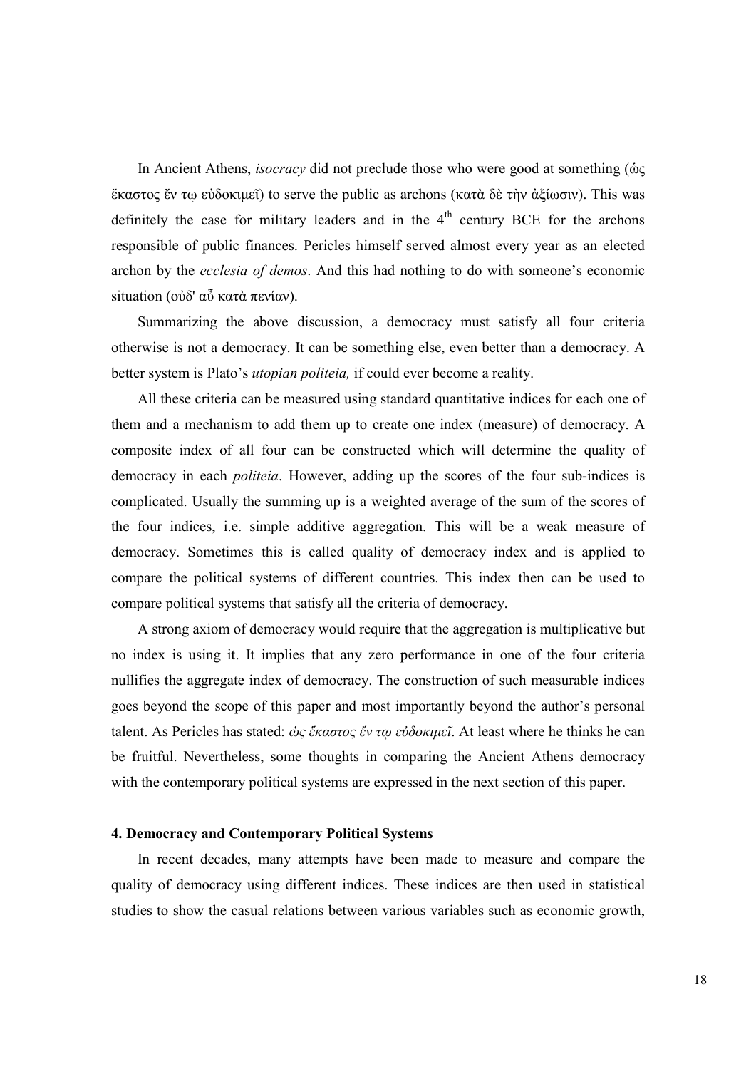In Ancient Athens, *isocracy* did not preclude those who were good at something (ὡς ἕκαστος ἔν τῳ εὐδοκιμεῖ) to serve the public as archons (κατὰ δὲ τὴν ἀξίωσιν). This was definitely the case for military leaders and in the 4th century BCE for the archons responsible of public finances. Pericles himself served almost every year as an elected archon by the *ecclesia of demos*. And this had nothing to do with someone's economic situation (οὐδ' αὖ κατὰ πενίαν).

Summarizing the above discussion, a democracy must satisfy all four criteria otherwise is not a democracy. It can be something else, even better than a democracy. A better system is Plato's *utopian politeia,* if could ever become a reality.

All these criteria can be measured using standard quantitative indices for each one of them and a mechanism to add them up to create one index (measure) of democracy. A composite index of all four can be constructed which will determine the quality of democracy in each *politeia*. However, adding up the scores of the four sub-indices is complicated. Usually the summing up is a weighted average of the sum of the scores of the four indices, i.e. simple additive aggregation. This will be a weak measure of democracy. Sometimes this is called quality of democracy index and is applied to compare the political systems of different countries. This index then can be used to compare political systems that satisfy all the criteria of democracy.

A strong axiom of democracy would require that the aggregation is multiplicative but no index is using it. It implies that any zero performance in one of the four criteria nullifies the aggregate index of democracy. The construction of such measurable indices goes beyond the scope of this paper and most importantly beyond the author's personal talent. As Pericles has stated: *ὡς ἕκαστος ἔν τῳ εὐδοκιμεῖ*. At least where he thinks he can be fruitful. Nevertheless, some thoughts in comparing the Ancient Athens democracy with the contemporary political systems are expressed in the next section of this paper.

#### 4. Democracy and Contemporary Political Systems

In recent decades, many attempts have been made to measure and compare the quality of democracy using different indices. These indices are then used in statistical studies to show the casual relations between various variables such as economic growth,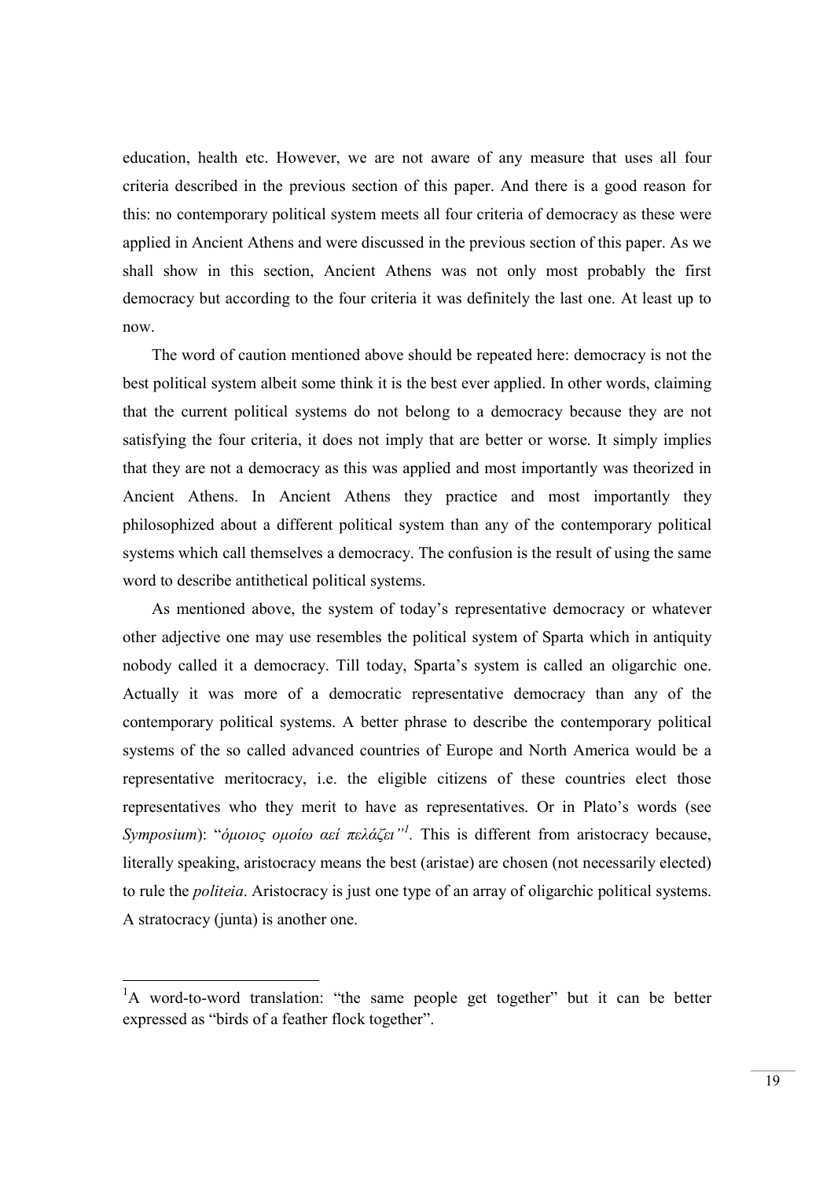education, health etc. However, we are not aware of any measure that uses all four criteria described in the previous section of this paper. And there is a good reason for this: no contemporary political system meets all four criteria of democracy as these were applied in Ancient Athens and were discussed in the previous section of this paper. As we shall show in this section, Ancient Athens was not only most probably the first democracy but according to the four criteria it was definitely the last one. At least up to now.

The word of caution mentioned above should be repeated here: democracy is not the best political system albeit some think it is the best ever applied. In other words, claiming that the current political systems do not belong to a democracy because they are not satisfying the four criteria, it does not imply that are better or worse. It simply implies that they are not a democracy as this was applied and most importantly was theorized in Ancient Athens. In Ancient Athens they practice and most importantly they philosophized about a different political system than any of the contemporary political systems which call themselves a democracy. The confusion is the result of using the same word to describe antithetical political systems.

As mentioned above, the system of today's representative democracy or whatever other adjective one may use resembles the political system of Sparta which in antiquity nobody called it a democracy. Till today, Sparta's system is called an oligarchic one. Actually it was more of a democratic representative democracy than any of the contemporary political systems. A better phrase to describe the contemporary political systems of the so called advanced countries of Europe and North America would be a representative meritocracy, i.e. the eligible citizens of these countries elect those representatives who they merit to have as representatives. Or in Plato's words (see *Symposium*): "*όμοιος ομοίω αεί πελάζει*"[1]. This is different from aristocracy because, literally speaking, aristocracy means the best (aristae) are chosen (not necessarily elected) to rule the *politeia*. Aristocracy is just one type of an array of oligarchic political systems. A stratocracy (junta) is another one.

---

[1] A word-to-word translation: "the same people get together" but it can be better expressed as "birds of a feather flock together".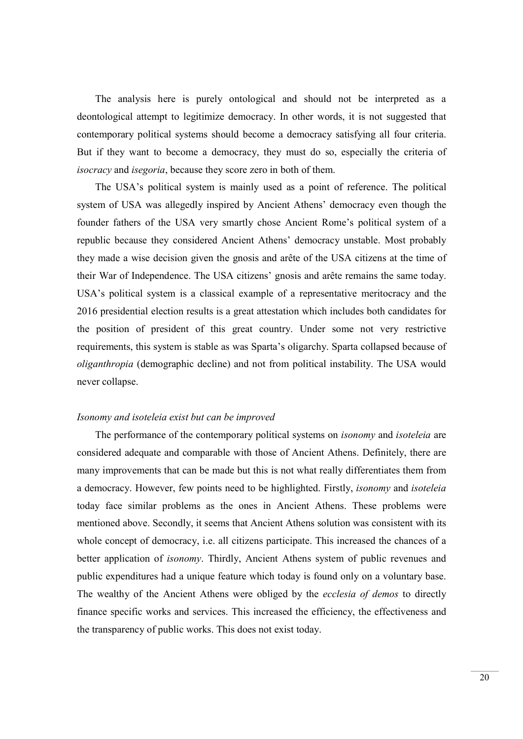The analysis here is purely ontological and should not be interpreted as a deontological attempt to legitimize democracy. In other words, it is not suggested that contemporary political systems should become a democracy satisfying all four criteria. But if they want to become a democracy, they must do so, especially the criteria of *isocracy* and *isegoria*, because they score zero in both of them.

The USA's political system is mainly used as a point of reference. The political system of USA was allegedly inspired by Ancient Athens' democracy even though the founder fathers of the USA very smartly chose Ancient Rome's political system of a republic because they considered Ancient Athens' democracy unstable. Most probably they made a wise decision given the gnosis and arête of the USA citizens at the time of their War of Independence. The USA citizens' gnosis and arête remains the same today. USA's political system is a classical example of a representative meritocracy and the 2016 presidential election results is a great attestation which includes both candidates for the position of president of this great country. Under some not very restrictive requirements, this system is stable as was Sparta's oligarchy. Sparta collapsed because of *oliganthropia* (demographic decline) and not from political instability. The USA would never collapse.

*Isonomy and isoteleia exist but can be improved*

The performance of the contemporary political systems on *isonomy* and *isoteleia* are considered adequate and comparable with those of Ancient Athens. Definitely, there are many improvements that can be made but this is not what really differentiates them from a democracy. However, few points need to be highlighted. Firstly, *isonomy* and *isoteleia* today face similar problems as the ones in Ancient Athens. These problems were mentioned above. Secondly, it seems that Ancient Athens solution was consistent with its whole concept of democracy, i.e. all citizens participate. This increased the chances of a better application of *isonomy*. Thirdly, Ancient Athens system of public revenues and public expenditures had a unique feature which today is found only on a voluntary base. The wealthy of the Ancient Athens were obliged by the *ecclesia of demos* to directly finance specific works and services. This increased the efficiency, the effectiveness and the transparency of public works. This does not exist today.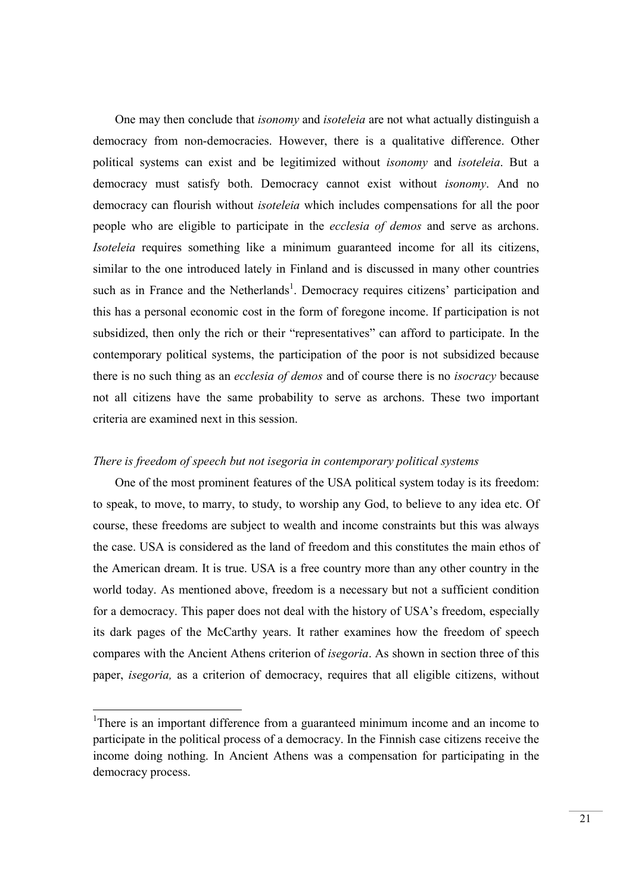One may then conclude that *isonomy* and *isoteleia* are not what actually distinguish a democracy from non-democracies. However, there is a qualitative difference. Other political systems can exist and be legitimized without *isonomy* and *isoteleia*. But a democracy must satisfy both. Democracy cannot exist without *isonomy*. And no democracy can flourish without *isoteleia* which includes compensations for all the poor people who are eligible to participate in the *ecclesia of demos* and serve as archons. *Isoteleia* requires something like a minimum guaranteed income for all its citizens, similar to the one introduced lately in Finland and is discussed in many other countries such as in France and the Netherlands[1]. Democracy requires citizens' participation and this has a personal economic cost in the form of foregone income. If participation is not subsidized, then only the rich or their "representatives" can afford to participate. In the contemporary political systems, the participation of the poor is not subsidized because there is no such thing as an *ecclesia of demos* and of course there is no *isocracy* because not all citizens have the same probability to serve as archons. These two important criteria are examined next in this session.

*There is freedom of speech but not isegoria in contemporary political systems*

One of the most prominent features of the USA political system today is its freedom: to speak, to move, to marry, to study, to worship any God, to believe to any idea etc. Of course, these freedoms are subject to wealth and income constraints but this was always the case. USA is considered as the land of freedom and this constitutes the main ethos of the American dream. It is true. USA is a free country more than any other country in the world today. As mentioned above, freedom is a necessary but not a sufficient condition for a democracy. This paper does not deal with the history of USA's freedom, especially its dark pages of the McCarthy years. It rather examines how the freedom of speech compares with the Ancient Athens criterion of *isegoria*. As shown in section three of this paper, *isegoria,* as a criterion of democracy, requires that all eligible citizens, without

---

[1] There is an important difference from a guaranteed minimum income and an income to participate in the political process of a democracy. In the Finnish case citizens receive the income doing nothing. In Ancient Athens was a compensation for participating in the democracy process.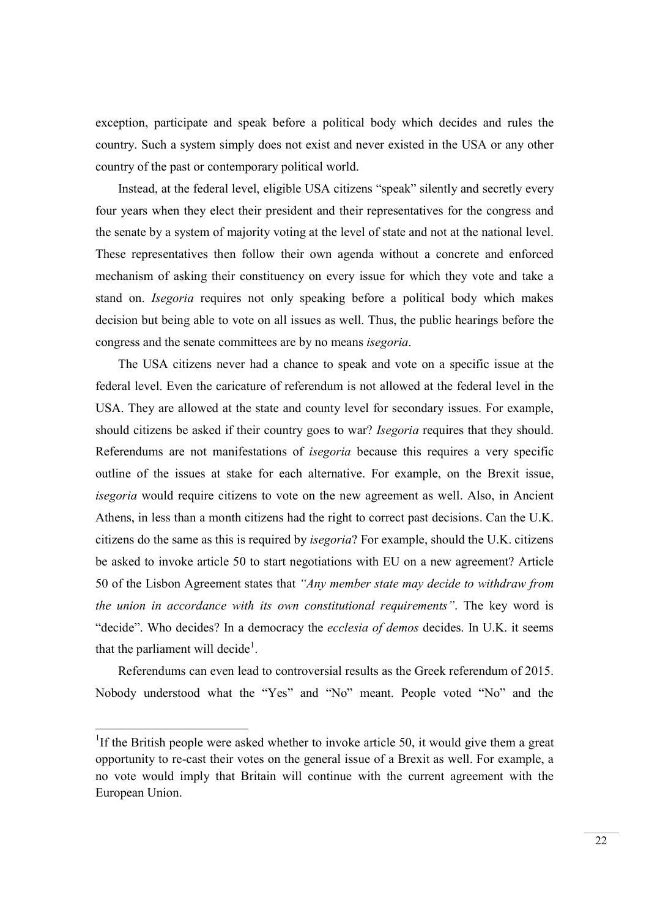exception, participate and speak before a political body which decides and rules the country. Such a system simply does not exist and never existed in the USA or any other country of the past or contemporary political world.

Instead, at the federal level, eligible USA citizens "speak" silently and secretly every four years when they elect their president and their representatives for the congress and the senate by a system of majority voting at the level of state and not at the national level. These representatives then follow their own agenda without a concrete and enforced mechanism of asking their constituency on every issue for which they vote and take a stand on. *Isegoria* requires not only speaking before a political body which makes decision but being able to vote on all issues as well. Thus, the public hearings before the congress and the senate committees are by no means *isegoria*.

The USA citizens never had a chance to speak and vote on a specific issue at the federal level. Even the caricature of referendum is not allowed at the federal level in the USA. They are allowed at the state and county level for secondary issues. For example, should citizens be asked if their country goes to war? *Isegoria* requires that they should. Referendums are not manifestations of *isegoria* because this requires a very specific outline of the issues at stake for each alternative. For example, on the Brexit issue, *isegoria* would require citizens to vote on the new agreement as well. Also, in Ancient Athens, in less than a month citizens had the right to correct past decisions. Can the U.K. citizens do the same as this is required by *isegoria*? For example, should the U.K. citizens be asked to invoke article 50 to start negotiations with EU on a new agreement? Article 50 of the Lisbon Agreement states that *"Any member state may decide to withdraw from the union in accordance with its own constitutional requirements"*. The key word is "decide". Who decides? In a democracy the *ecclesia of demos* decides. In U.K. it seems that the parliament will decide[1].

Referendums can even lead to controversial results as the Greek referendum of 2015. Nobody understood what the "Yes" and "No" meant. People voted "No" and the

[1] If the British people were asked whether to invoke article 50, it would give them a great opportunity to re-cast their votes on the general issue of a Brexit as well. For example, a no vote would imply that Britain will continue with the current agreement with the European Union.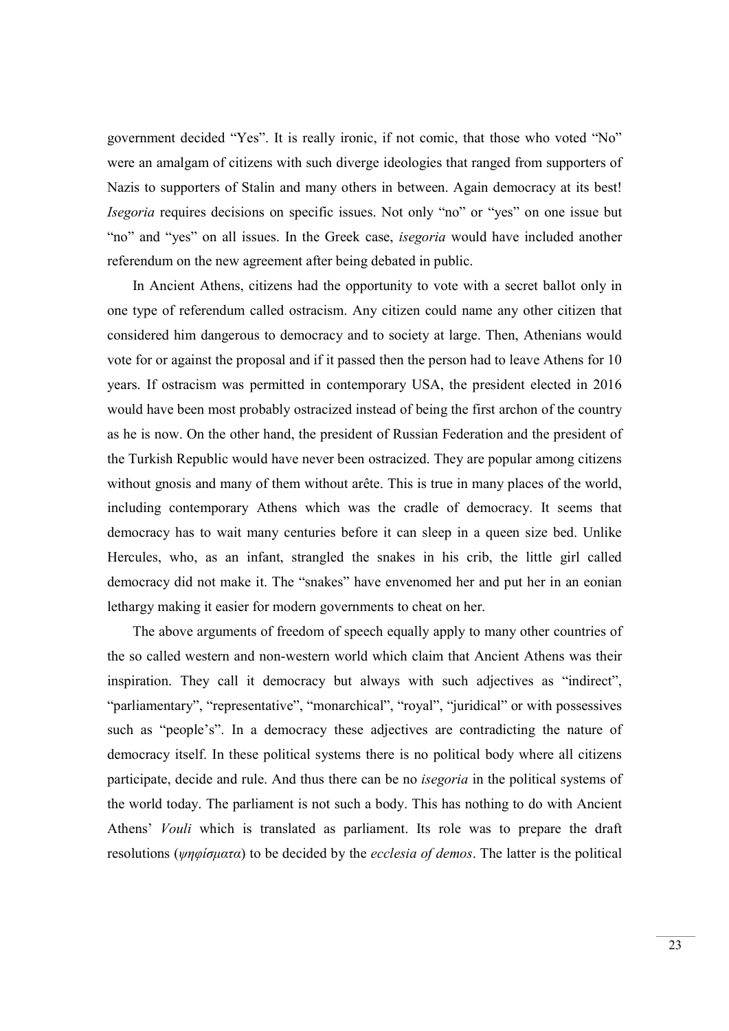government decided "Yes". It is really ironic, if not comic, that those who voted "No" were an amalgam of citizens with such diverge ideologies that ranged from supporters of Nazis to supporters of Stalin and many others in between. Again democracy at its best! *Isegoria* requires decisions on specific issues. Not only "no" or "yes" on one issue but "no" and "yes" on all issues. In the Greek case, *isegoria* would have included another referendum on the new agreement after being debated in public.

In Ancient Athens, citizens had the opportunity to vote with a secret ballot only in one type of referendum called ostracism. Any citizen could name any other citizen that considered him dangerous to democracy and to society at large. Then, Athenians would vote for or against the proposal and if it passed then the person had to leave Athens for 10 years. If ostracism was permitted in contemporary USA, the president elected in 2016 would have been most probably ostracized instead of being the first archon of the country as he is now. On the other hand, the president of Russian Federation and the president of the Turkish Republic would have never been ostracized. They are popular among citizens without gnosis and many of them without arête. This is true in many places of the world, including contemporary Athens which was the cradle of democracy. It seems that democracy has to wait many centuries before it can sleep in a queen size bed. Unlike Hercules, who, as an infant, strangled the snakes in his crib, the little girl called democracy did not make it. The "snakes" have envenomed her and put her in an eonian lethargy making it easier for modern governments to cheat on her.

The above arguments of freedom of speech equally apply to many other countries of the so called western and non-western world which claim that Ancient Athens was their inspiration. They call it democracy but always with such adjectives as "indirect", "parliamentary", "representative", "monarchical", "royal", "juridical" or with possessives such as "people's". In a democracy these adjectives are contradicting the nature of democracy itself. In these political systems there is no political body where all citizens participate, decide and rule. And thus there can be no *isegoria* in the political systems of the world today. The parliament is not such a body. This has nothing to do with Ancient Athens' *Vouli* which is translated as parliament. Its role was to prepare the draft resolutions (*ψηφίσματα*) to be decided by the *ecclesia of demos*. The latter is the political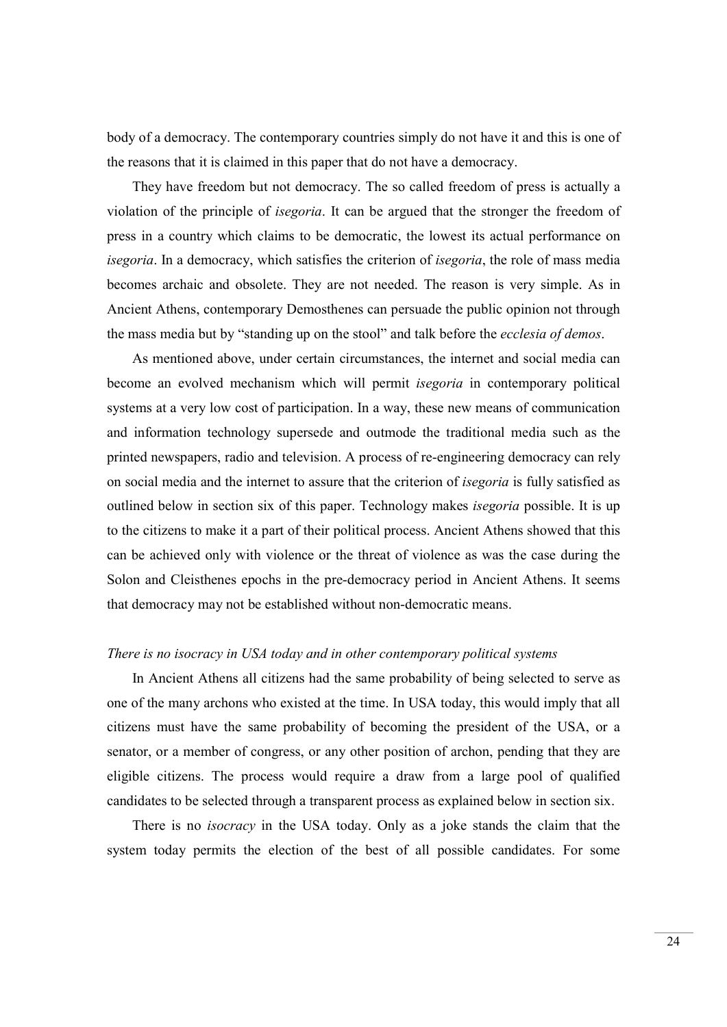body of a democracy. The contemporary countries simply do not have it and this is one of the reasons that it is claimed in this paper that do not have a democracy.

They have freedom but not democracy. The so called freedom of press is actually a violation of the principle of *isegoria*. It can be argued that the stronger the freedom of press in a country which claims to be democratic, the lowest its actual performance on *isegoria*. In a democracy, which satisfies the criterion of *isegoria*, the role of mass media becomes archaic and obsolete. They are not needed. The reason is very simple. As in Ancient Athens, contemporary Demosthenes can persuade the public opinion not through the mass media but by "standing up on the stool" and talk before the *ecclesia of demos*.

As mentioned above, under certain circumstances, the internet and social media can become an evolved mechanism which will permit *isegoria* in contemporary political systems at a very low cost of participation. In a way, these new means of communication and information technology supersede and outmode the traditional media such as the printed newspapers, radio and television. A process of re-engineering democracy can rely on social media and the internet to assure that the criterion of *isegoria* is fully satisfied as outlined below in section six of this paper. Technology makes *isegoria* possible. It is up to the citizens to make it a part of their political process. Ancient Athens showed that this can be achieved only with violence or the threat of violence as was the case during the Solon and Cleisthenes epochs in the pre-democracy period in Ancient Athens. It seems that democracy may not be established without non-democratic means.

*There is no isocracy in USA today and in other contemporary political systems*

In Ancient Athens all citizens had the same probability of being selected to serve as one of the many archons who existed at the time. In USA today, this would imply that all citizens must have the same probability of becoming the president of the USA, or a senator, or a member of congress, or any other position of archon, pending that they are eligible citizens. The process would require a draw from a large pool of qualified candidates to be selected through a transparent process as explained below in section six.

There is no *isocracy* in the USA today. Only as a joke stands the claim that the system today permits the election of the best of all possible candidates. For some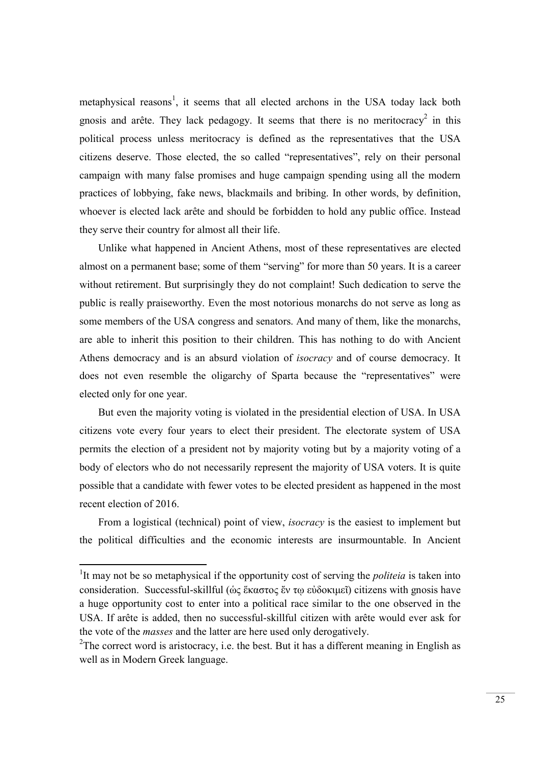metaphysical reasons[1], it seems that all elected archons in the USA today lack both gnosis and arête. They lack pedagogy. It seems that there is no meritocracy[2] in this political process unless meritocracy is defined as the representatives that the USA citizens deserve. Those elected, the so called "representatives", rely on their personal campaign with many false promises and huge campaign spending using all the modern practices of lobbying, fake news, blackmails and bribing. In other words, by definition, whoever is elected lack arête and should be forbidden to hold any public office. Instead they serve their country for almost all their life.

Unlike what happened in Ancient Athens, most of these representatives are elected almost on a permanent base; some of them "serving" for more than 50 years. It is a career without retirement. But surprisingly they do not complaint! Such dedication to serve the public is really praiseworthy. Even the most notorious monarchs do not serve as long as some members of the USA congress and senators. And many of them, like the monarchs, are able to inherit this position to their children. This has nothing to do with Ancient Athens democracy and is an absurd violation of *isocracy* and of course democracy. It does not even resemble the oligarchy of Sparta because the "representatives" were elected only for one year.

But even the majority voting is violated in the presidential election of USA. In USA citizens vote every four years to elect their president. The electorate system of USA permits the election of a president not by majority voting but by a majority voting of a body of electors who do not necessarily represent the majority of USA voters. It is quite possible that a candidate with fewer votes to be elected president as happened in the most recent election of 2016.

From a logistical (technical) point of view, *isocracy* is the easiest to implement but the political difficulties and the economic interests are insurmountable. In Ancient

---

[1]It may not be so metaphysical if the opportunity cost of serving the *politeia* is taken into consideration. Successful-skillful (ὡς ἕκαστος ἕν τῳ εὐδοκιμεῖ) citizens with gnosis have a huge opportunity cost to enter into a political race similar to the one observed in the USA. If arête is added, then no successful-skillful citizen with arête would ever ask for the vote of the *masses* and the latter are here used only derogatively.

[2]The correct word is aristocracy, i.e. the best. But it has a different meaning in English as well as in Modern Greek language.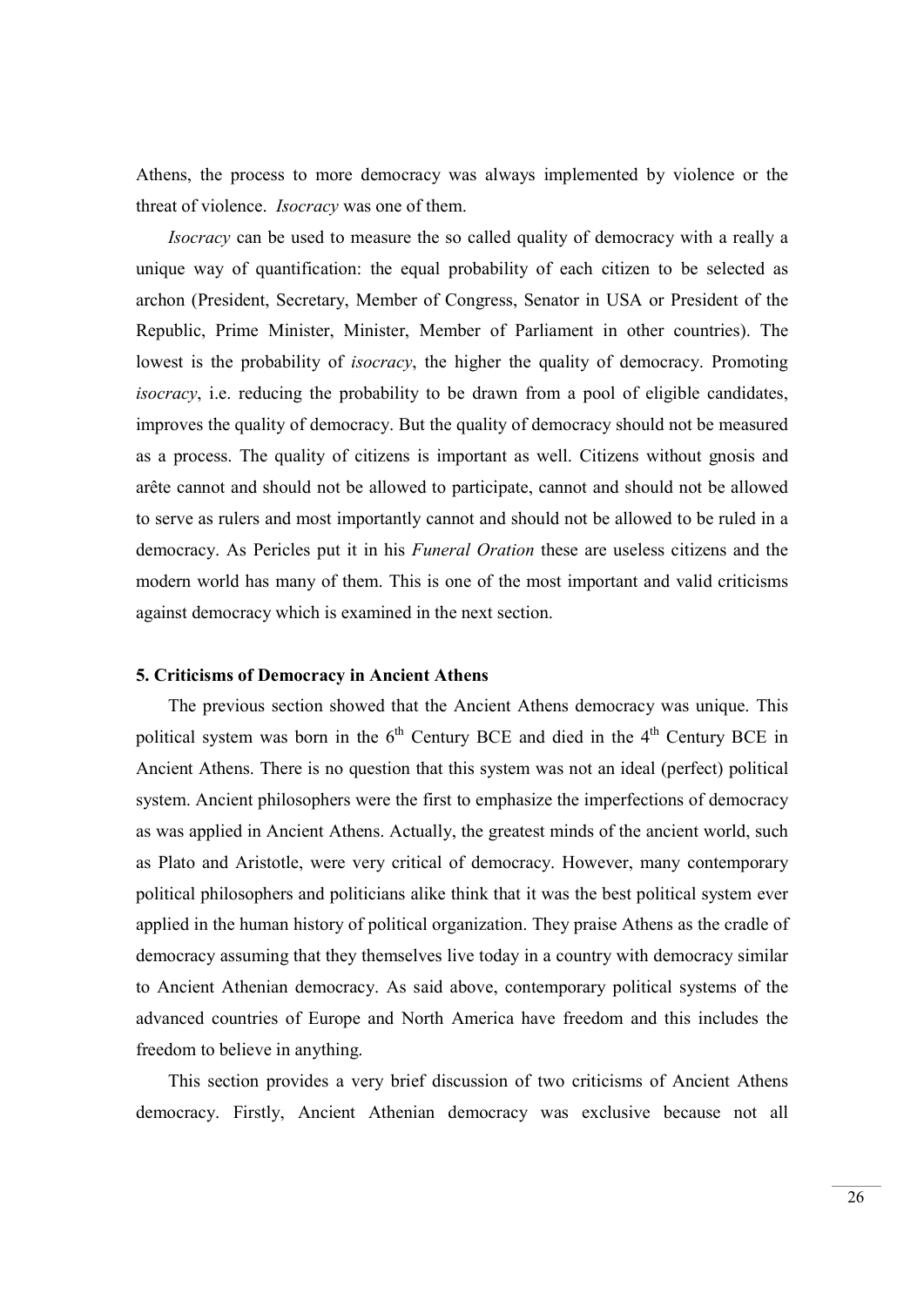Athens, the process to more democracy was always implemented by violence or the threat of violence. *Isocracy* was one of them.

*Isocracy* can be used to measure the so called quality of democracy with a really a unique way of quantification: the equal probability of each citizen to be selected as archon (President, Secretary, Member of Congress, Senator in USA or President of the Republic, Prime Minister, Minister, Member of Parliament in other countries). The lowest is the probability of *isocracy*, the higher the quality of democracy. Promoting *isocracy*, i.e. reducing the probability to be drawn from a pool of eligible candidates, improves the quality of democracy. But the quality of democracy should not be measured as a process. The quality of citizens is important as well. Citizens without gnosis and arête cannot and should not be allowed to participate, cannot and should not be allowed to serve as rulers and most importantly cannot and should not be allowed to be ruled in a democracy. As Pericles put it in his *Funeral Oration* these are useless citizens and the modern world has many of them. This is one of the most important and valid criticisms against democracy which is examined in the next section.

## 5. Criticisms of Democracy in Ancient Athens

The previous section showed that the Ancient Athens democracy was unique. This political system was born in the 6th Century BCE and died in the 4th Century BCE in Ancient Athens. There is no question that this system was not an ideal (perfect) political system. Ancient philosophers were the first to emphasize the imperfections of democracy as was applied in Ancient Athens. Actually, the greatest minds of the ancient world, such as Plato and Aristotle, were very critical of democracy. However, many contemporary political philosophers and politicians alike think that it was the best political system ever applied in the human history of political organization. They praise Athens as the cradle of democracy assuming that they themselves live today in a country with democracy similar to Ancient Athenian democracy. As said above, contemporary political systems of the advanced countries of Europe and North America have freedom and this includes the freedom to believe in anything.

This section provides a very brief discussion of two criticisms of Ancient Athens democracy. Firstly, Ancient Athenian democracy was exclusive because not all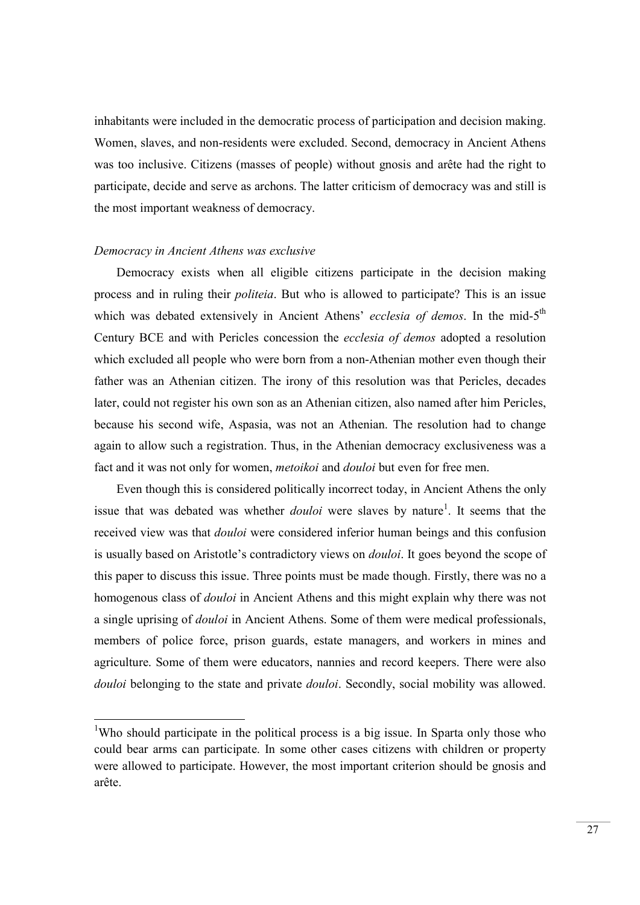inhabitants were included in the democratic process of participation and decision making. Women, slaves, and non-residents were excluded. Second, democracy in Ancient Athens was too inclusive. Citizens (masses of people) without gnosis and arête had the right to participate, decide and serve as archons. The latter criticism of democracy was and still is the most important weakness of democracy.

*Democracy in Ancient Athens was exclusive*

Democracy exists when all eligible citizens participate in the decision making process and in ruling their *politeia*. But who is allowed to participate? This is an issue which was debated extensively in Ancient Athens' *ecclesia of demos*. In the mid-5th Century BCE and with Pericles concession the *ecclesia of demos* adopted a resolution which excluded all people who were born from a non-Athenian mother even though their father was an Athenian citizen. The irony of this resolution was that Pericles, decades later, could not register his own son as an Athenian citizen, also named after him Pericles, because his second wife, Aspasia, was not an Athenian. The resolution had to change again to allow such a registration. Thus, in the Athenian democracy exclusiveness was a fact and it was not only for women, *metoikoi* and *douloi* but even for free men.

Even though this is considered politically incorrect today, in Ancient Athens the only issue that was debated was whether *douloi* were slaves by nature[1]. It seems that the received view was that *douloi* were considered inferior human beings and this confusion is usually based on Aristotle's contradictory views on *douloi*. It goes beyond the scope of this paper to discuss this issue. Three points must be made though. Firstly, there was no a homogenous class of *douloi* in Ancient Athens and this might explain why there was not a single uprising of *douloi* in Ancient Athens. Some of them were medical professionals, members of police force, prison guards, estate managers, and workers in mines and agriculture. Some of them were educators, nannies and record keepers. There were also *douloi* belonging to the state and private *douloi*. Secondly, social mobility was allowed.

[1]Who should participate in the political process is a big issue. In Sparta only those who could bear arms can participate. In some other cases citizens with children or property were allowed to participate. However, the most important criterion should be gnosis and arête.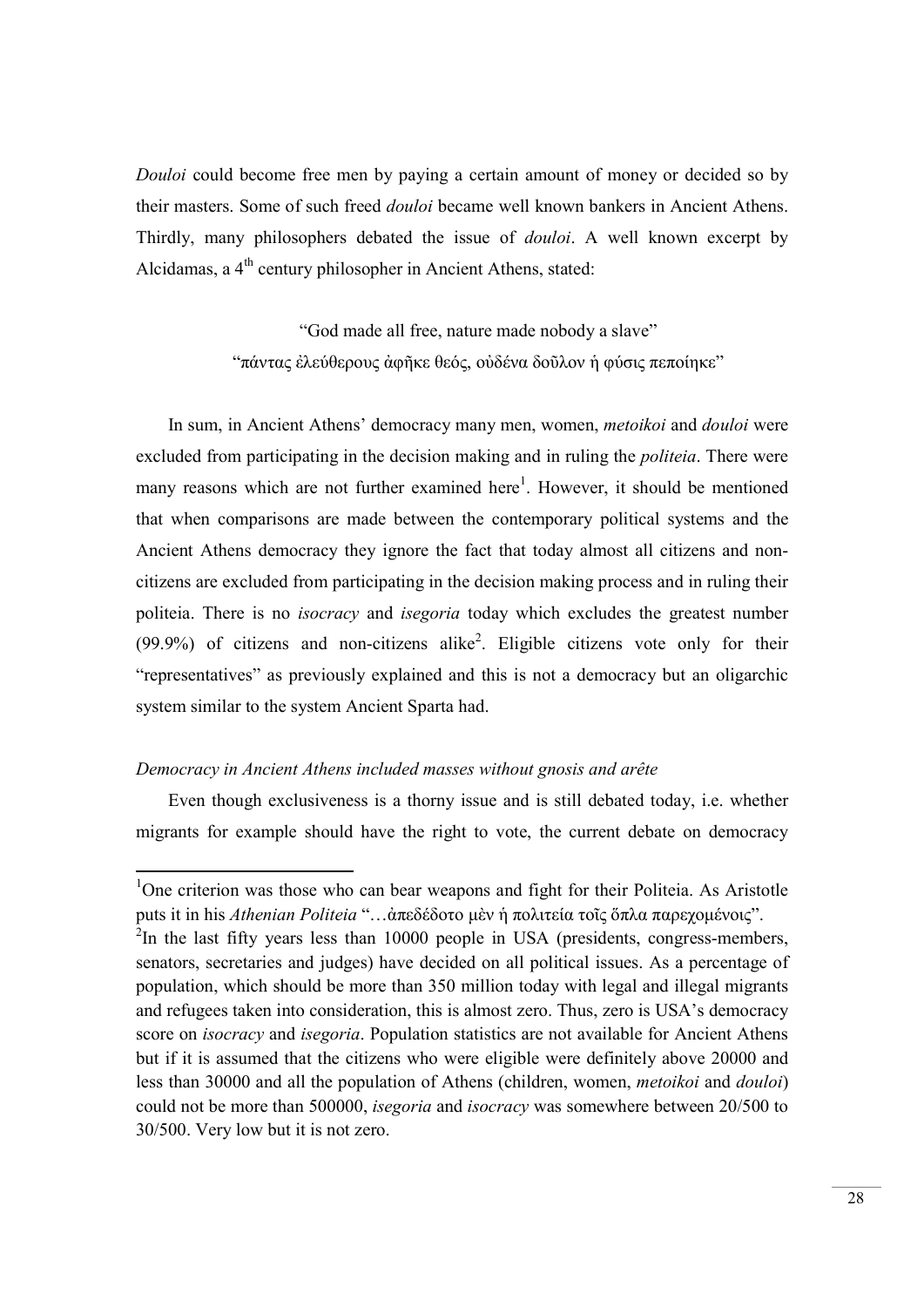*Douloi* could become free men by paying a certain amount of money or decided so by their masters. Some of such freed *douloi* became well known bankers in Ancient Athens. Thirdly, many philosophers debated the issue of *douloi*. A well known excerpt by Alcidamas, a 4th century philosopher in Ancient Athens, stated:

"God made all free, nature made nobody a slave"
"πάντας ἐλεύθερους ἀφῆκε θεός, οὐδένα δοῦλον ἡ φύσις πεποίηκε"

In sum, in Ancient Athens' democracy many men, women, *metoikoi* and *douloi* were excluded from participating in the decision making and in ruling the *politeia*. There were many reasons which are not further examined here[1]. However, it should be mentioned that when comparisons are made between the contemporary political systems and the Ancient Athens democracy they ignore the fact that today almost all citizens and non-citizens are excluded from participating in the decision making process and in ruling their politeia. There is no *isocracy* and *isegoria* today which excludes the greatest number (99.9%) of citizens and non-citizens alike[2]. Eligible citizens vote only for their "representatives" as previously explained and this is not a democracy but an oligarchic system similar to the system Ancient Sparta had.

*Democracy in Ancient Athens included masses without gnosis and arête*

Even though exclusiveness is a thorny issue and is still debated today, i.e. whether migrants for example should have the right to vote, the current debate on democracy

---

[1]One criterion was those who can bear weapons and fight for their Politeia. As Aristotle puts it in his *Athenian Politeia* "…ἀπεδέδοτο μὲν ἡ πολιτεία τοῖς ὅπλα παρεχομένοις".

[2]In the last fifty years less than 10000 people in USA (presidents, congress-members, senators, secretaries and judges) have decided on all political issues. As a percentage of population, which should be more than 350 million today with legal and illegal migrants and refugees taken into consideration, this is almost zero. Thus, zero is USA's democracy score on *isocracy* and *isegoria*. Population statistics are not available for Ancient Athens but if it is assumed that the citizens who were eligible were definitely above 20000 and less than 30000 and all the population of Athens (children, women, *metoikoi* and *douloi*) could not be more than 500000, *isegoria* and *isocracy* was somewhere between 20/500 to 30/500. Very low but it is not zero.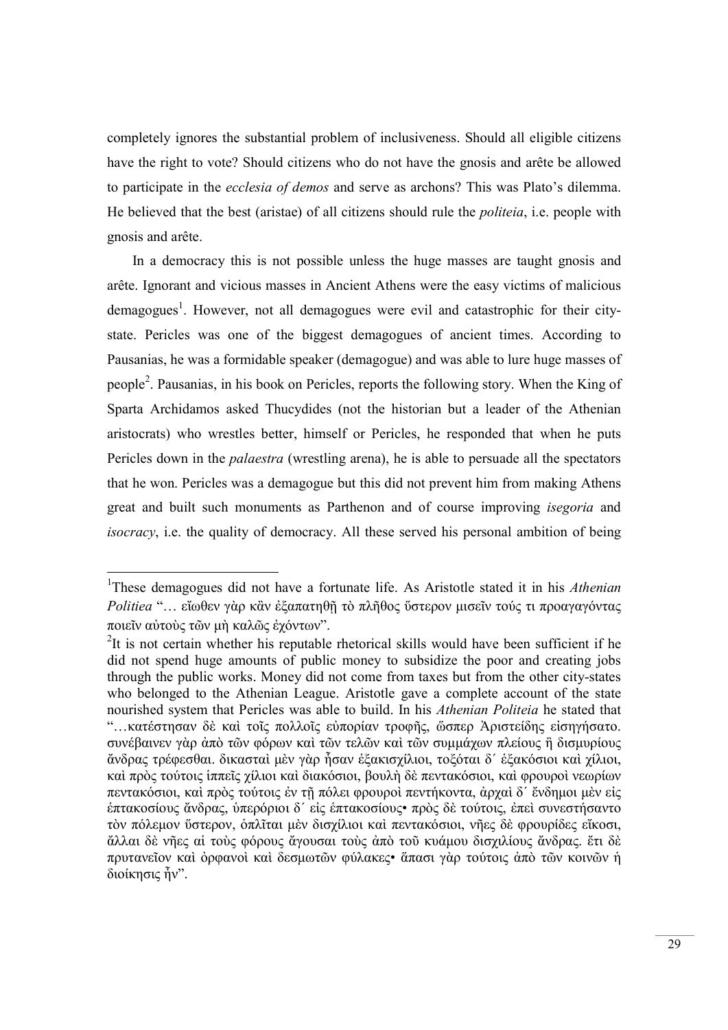completely ignores the substantial problem of inclusiveness. Should all eligible citizens have the right to vote? Should citizens who do not have the gnosis and arête be allowed to participate in the *ecclesia of demos* and serve as archons? This was Plato's dilemma. He believed that the best (aristae) of all citizens should rule the *politeia*, i.e. people with gnosis and arête.

In a democracy this is not possible unless the huge masses are taught gnosis and arête. Ignorant and vicious masses in Ancient Athens were the easy victims of malicious demagogues[1]. However, not all demagogues were evil and catastrophic for their city-state. Pericles was one of the biggest demagogues of ancient times. According to Pausanias, he was a formidable speaker (demagogue) and was able to lure huge masses of people[2]. Pausanias, in his book on Pericles, reports the following story. When the King of Sparta Archidamos asked Thucydides (not the historian but a leader of the Athenian aristocrats) who wrestles better, himself or Pericles, he responded that when he puts Pericles down in the *palaestra* (wrestling arena), he is able to persuade all the spectators that he won. Pericles was a demagogue but this did not prevent him from making Athens great and built such monuments as Parthenon and of course improving *isegoria* and *isocracy*, i.e. the quality of democracy. All these served his personal ambition of being

---

[1]These demagogues did not have a fortunate life. As Aristotle stated it in his *Athenian Politiea* "… εἴωθεν γὰρ κἂν ἐξαπατηθῇ τὸ πλῆθος ὕστερον μισεῖν τούς τι προαγαγόντας ποιεῖν αὐτοὺς τῶν μὴ καλῶς ἐχόντων".

[2]It is not certain whether his reputable rhetorical skills would have been sufficient if he did not spend huge amounts of public money to subsidize the poor and creating jobs through the public works. Money did not come from taxes but from the other city-states who belonged to the Athenian League. Aristotle gave a complete account of the state nourished system that Pericles was able to build. In his *Athenian Politeia* he stated that "…κατέστησαν δὲ καὶ τοῖς πολλοῖς εὐπορίαν τροφῆς, ὥσπερ Ἀριστείδης εἰσηγήσατο. συνέβαινεν γὰρ ἀπὸ τῶν φόρων καὶ τῶν τελῶν καὶ τῶν συμμάχων πλείους ἢ δισμυρίους ἄνδρας τρέφεσθαι. δικασταὶ μὲν γὰρ ἦσαν ἑξακισχίλιοι, τοξόται δ΄ ἑξακόσιοι καὶ χίλιοι, καὶ πρὸς τούτοις ἱππεῖς χίλιοι καὶ διακόσιοι, βουλὴ δὲ πεντακόσιοι, καὶ φρουροὶ νεωρίων πεντακόσιοι, καὶ πρὸς τούτοις ἐν τῇ πόλει φρουροὶ πεντήκοντα, ἀρχαὶ δ΄ ἔνδημοι μὲν εἰς ἑπτακοσίους ἄνδρας, ὑπερόριοι δ΄ εἰς ἑπτακοσίους• πρὸς δὲ τούτοις, ἐπεὶ συνεστήσαντο τὸν πόλεμον ὕστερον, ὁπλῖται μὲν δισχίλιοι καὶ πεντακόσιοι, νῆες δὲ φρουρίδες εἴκοσι, ἄλλαι δὲ νῆες αἱ τοὺς φόρους ἄγουσαι τοὺς ἀπὸ τοῦ κυάμου δισχιλίους ἄνδρας. ἔτι δὲ πρυτανεῖον καὶ ὀρφανοὶ καὶ δεσμωτῶν φύλακες• ἅπασι γὰρ τούτοις ἀπὸ τῶν κοινῶν ἡ διοίκησις ἦν".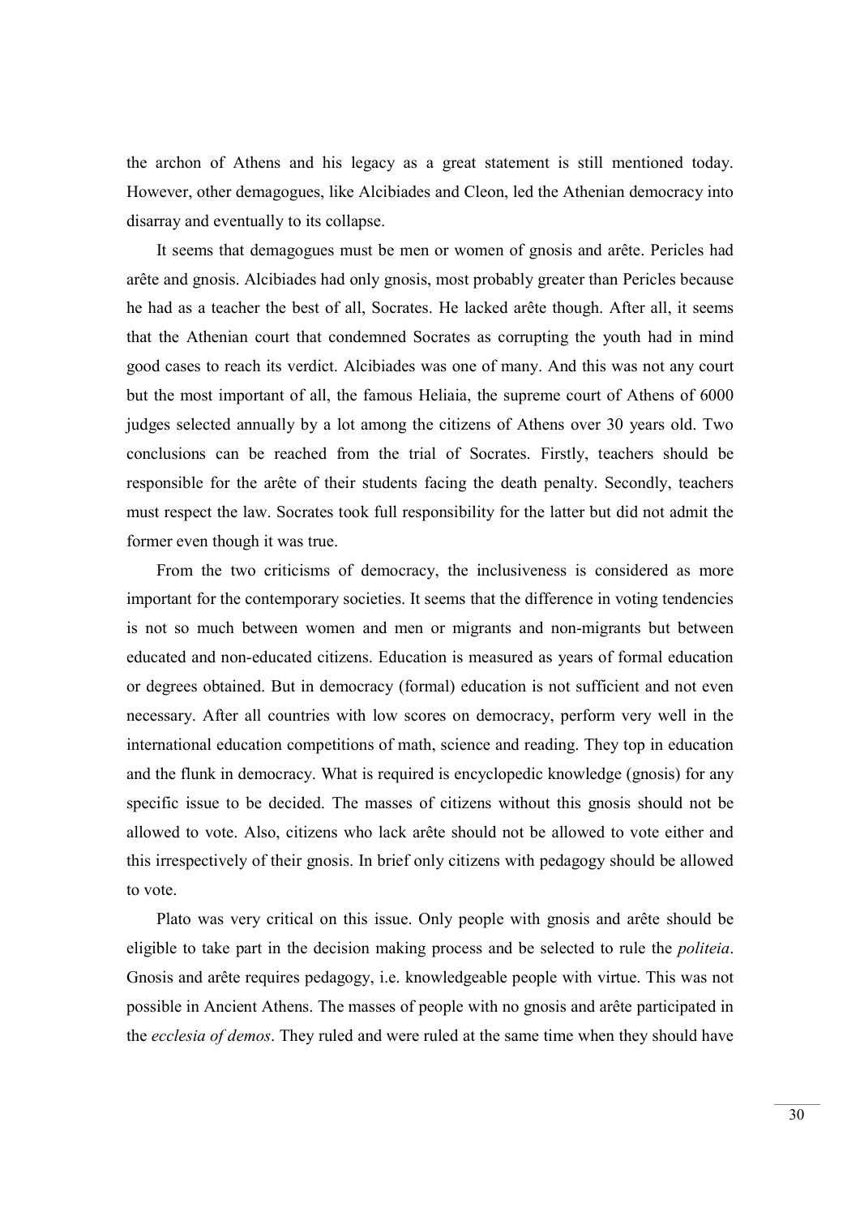the archon of Athens and his legacy as a great statement is still mentioned today. However, other demagogues, like Alcibiades and Cleon, led the Athenian democracy into disarray and eventually to its collapse.

It seems that demagogues must be men or women of gnosis and arête. Pericles had arête and gnosis. Alcibiades had only gnosis, most probably greater than Pericles because he had as a teacher the best of all, Socrates. He lacked arête though. After all, it seems that the Athenian court that condemned Socrates as corrupting the youth had in mind good cases to reach its verdict. Alcibiades was one of many. And this was not any court but the most important of all, the famous Heliaia, the supreme court of Athens of 6000 judges selected annually by a lot among the citizens of Athens over 30 years old. Two conclusions can be reached from the trial of Socrates. Firstly, teachers should be responsible for the arête of their students facing the death penalty. Secondly, teachers must respect the law. Socrates took full responsibility for the latter but did not admit the former even though it was true.

From the two criticisms of democracy, the inclusiveness is considered as more important for the contemporary societies. It seems that the difference in voting tendencies is not so much between women and men or migrants and non-migrants but between educated and non-educated citizens. Education is measured as years of formal education or degrees obtained. But in democracy (formal) education is not sufficient and not even necessary. After all countries with low scores on democracy, perform very well in the international education competitions of math, science and reading. They top in education and the flunk in democracy. What is required is encyclopedic knowledge (gnosis) for any specific issue to be decided. The masses of citizens without this gnosis should not be allowed to vote. Also, citizens who lack arête should not be allowed to vote either and this irrespectively of their gnosis. In brief only citizens with pedagogy should be allowed to vote.

Plato was very critical on this issue. Only people with gnosis and arête should be eligible to take part in the decision making process and be selected to rule the *politeia*. Gnosis and arête requires pedagogy, i.e. knowledgeable people with virtue. This was not possible in Ancient Athens. The masses of people with no gnosis and arête participated in the *ecclesia of demos*. They ruled and were ruled at the same time when they should have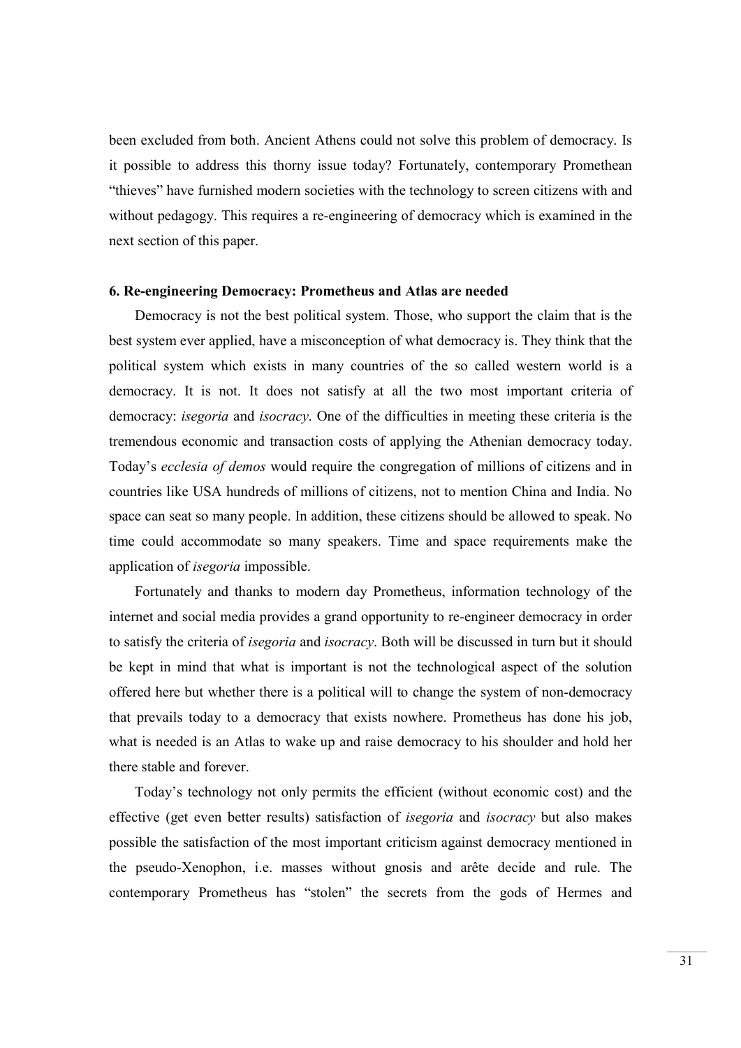been excluded from both. Ancient Athens could not solve this problem of democracy. Is it possible to address this thorny issue today? Fortunately, contemporary Promethean "thieves" have furnished modern societies with the technology to screen citizens with and without pedagogy. This requires a re-engineering of democracy which is examined in the next section of this paper.

## 6. Re-engineering Democracy: Prometheus and Atlas are needed

Democracy is not the best political system. Those, who support the claim that is the best system ever applied, have a misconception of what democracy is. They think that the political system which exists in many countries of the so called western world is a democracy. It is not. It does not satisfy at all the two most important criteria of democracy: *isegoria* and *isocracy*. One of the difficulties in meeting these criteria is the tremendous economic and transaction costs of applying the Athenian democracy today. Today's *ecclesia of demos* would require the congregation of millions of citizens and in countries like USA hundreds of millions of citizens, not to mention China and India. No space can seat so many people. In addition, these citizens should be allowed to speak. No time could accommodate so many speakers. Time and space requirements make the application of *isegoria* impossible.

Fortunately and thanks to modern day Prometheus, information technology of the internet and social media provides a grand opportunity to re-engineer democracy in order to satisfy the criteria of *isegoria* and *isocracy*. Both will be discussed in turn but it should be kept in mind that what is important is not the technological aspect of the solution offered here but whether there is a political will to change the system of non-democracy that prevails today to a democracy that exists nowhere. Prometheus has done his job, what is needed is an Atlas to wake up and raise democracy to his shoulder and hold her there stable and forever.

Today's technology not only permits the efficient (without economic cost) and the effective (get even better results) satisfaction of *isegoria* and *isocracy* but also makes possible the satisfaction of the most important criticism against democracy mentioned in the pseudo-Xenophon, i.e. masses without gnosis and arête decide and rule. The contemporary Prometheus has "stolen" the secrets from the gods of Hermes and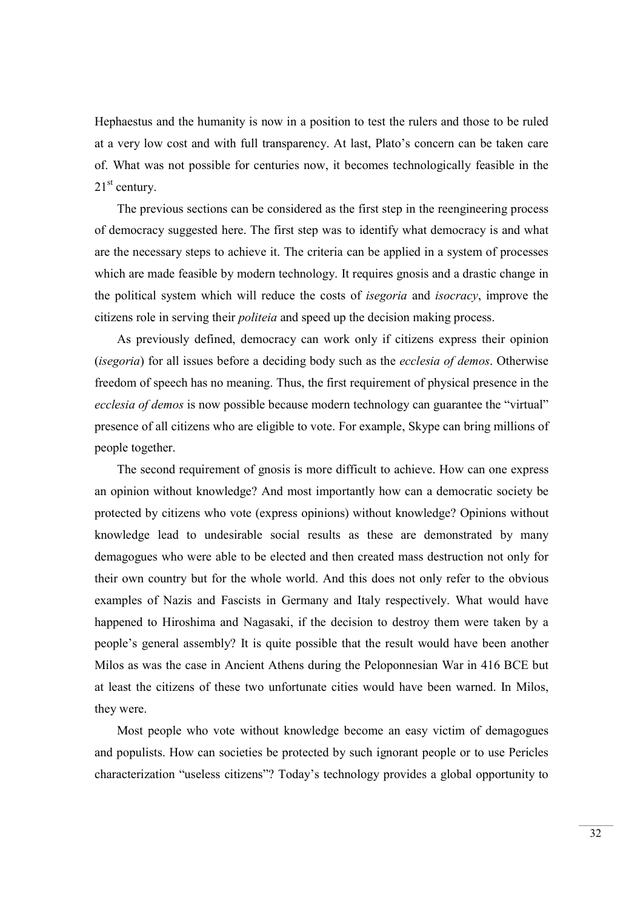Hephaestus and the humanity is now in a position to test the rulers and those to be ruled at a very low cost and with full transparency. At last, Plato's concern can be taken care of. What was not possible for centuries now, it becomes technologically feasible in the 21st century.

The previous sections can be considered as the first step in the reengineering process of democracy suggested here. The first step was to identify what democracy is and what are the necessary steps to achieve it. The criteria can be applied in a system of processes which are made feasible by modern technology. It requires gnosis and a drastic change in the political system which will reduce the costs of *isegoria* and *isocracy*, improve the citizens role in serving their *politeia* and speed up the decision making process.

As previously defined, democracy can work only if citizens express their opinion (*isegoria*) for all issues before a deciding body such as the *ecclesia of demos*. Otherwise freedom of speech has no meaning. Thus, the first requirement of physical presence in the *ecclesia of demos* is now possible because modern technology can guarantee the "virtual" presence of all citizens who are eligible to vote. For example, Skype can bring millions of people together.

The second requirement of gnosis is more difficult to achieve. How can one express an opinion without knowledge? And most importantly how can a democratic society be protected by citizens who vote (express opinions) without knowledge? Opinions without knowledge lead to undesirable social results as these are demonstrated by many demagogues who were able to be elected and then created mass destruction not only for their own country but for the whole world. And this does not only refer to the obvious examples of Nazis and Fascists in Germany and Italy respectively. What would have happened to Hiroshima and Nagasaki, if the decision to destroy them were taken by a people's general assembly? It is quite possible that the result would have been another Milos as was the case in Ancient Athens during the Peloponnesian War in 416 BCE but at least the citizens of these two unfortunate cities would have been warned. In Milos, they were.

Most people who vote without knowledge become an easy victim of demagogues and populists. How can societies be protected by such ignorant people or to use Pericles characterization "useless citizens"? Today's technology provides a global opportunity to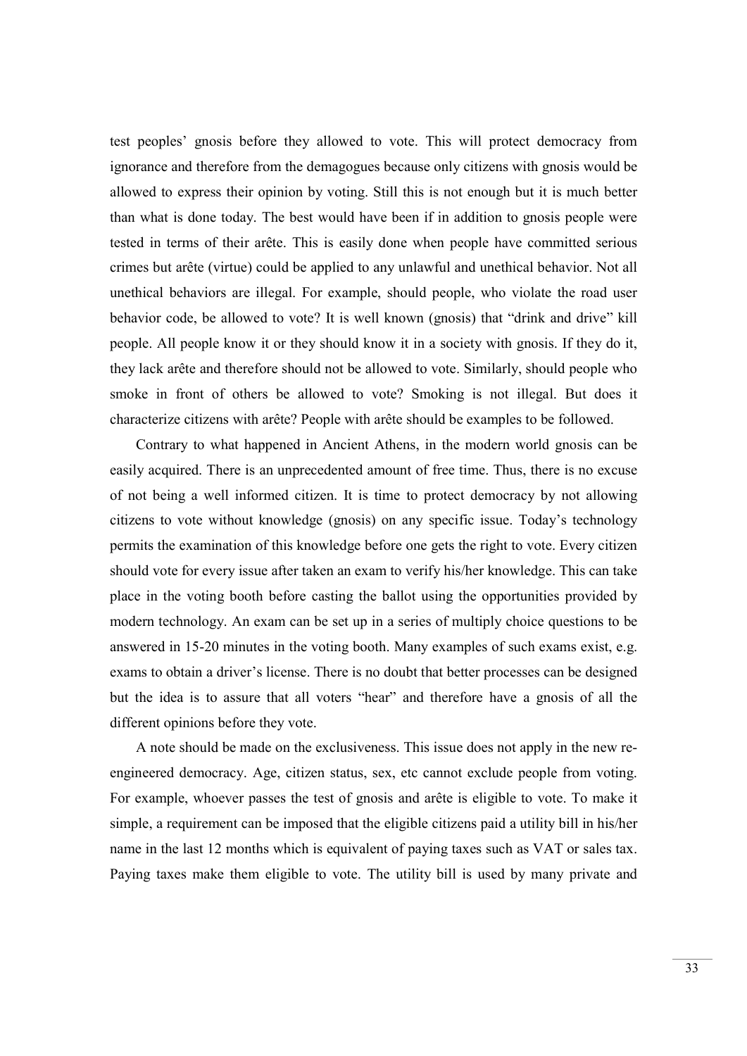test peoples' gnosis before they allowed to vote. This will protect democracy from ignorance and therefore from the demagogues because only citizens with gnosis would be allowed to express their opinion by voting. Still this is not enough but it is much better than what is done today. The best would have been if in addition to gnosis people were tested in terms of their arête. This is easily done when people have committed serious crimes but arête (virtue) could be applied to any unlawful and unethical behavior. Not all unethical behaviors are illegal. For example, should people, who violate the road user behavior code, be allowed to vote? It is well known (gnosis) that "drink and drive" kill people. All people know it or they should know it in a society with gnosis. If they do it, they lack arête and therefore should not be allowed to vote. Similarly, should people who smoke in front of others be allowed to vote? Smoking is not illegal. But does it characterize citizens with arête? People with arête should be examples to be followed.

Contrary to what happened in Ancient Athens, in the modern world gnosis can be easily acquired. There is an unprecedented amount of free time. Thus, there is no excuse of not being a well informed citizen. It is time to protect democracy by not allowing citizens to vote without knowledge (gnosis) on any specific issue. Today's technology permits the examination of this knowledge before one gets the right to vote. Every citizen should vote for every issue after taken an exam to verify his/her knowledge. This can take place in the voting booth before casting the ballot using the opportunities provided by modern technology. An exam can be set up in a series of multiply choice questions to be answered in 15-20 minutes in the voting booth. Many examples of such exams exist, e.g. exams to obtain a driver's license. There is no doubt that better processes can be designed but the idea is to assure that all voters "hear" and therefore have a gnosis of all the different opinions before they vote.

A note should be made on the exclusiveness. This issue does not apply in the new re-engineered democracy. Age, citizen status, sex, etc cannot exclude people from voting. For example, whoever passes the test of gnosis and arête is eligible to vote. To make it simple, a requirement can be imposed that the eligible citizens paid a utility bill in his/her name in the last 12 months which is equivalent of paying taxes such as VAT or sales tax. Paying taxes make them eligible to vote. The utility bill is used by many private and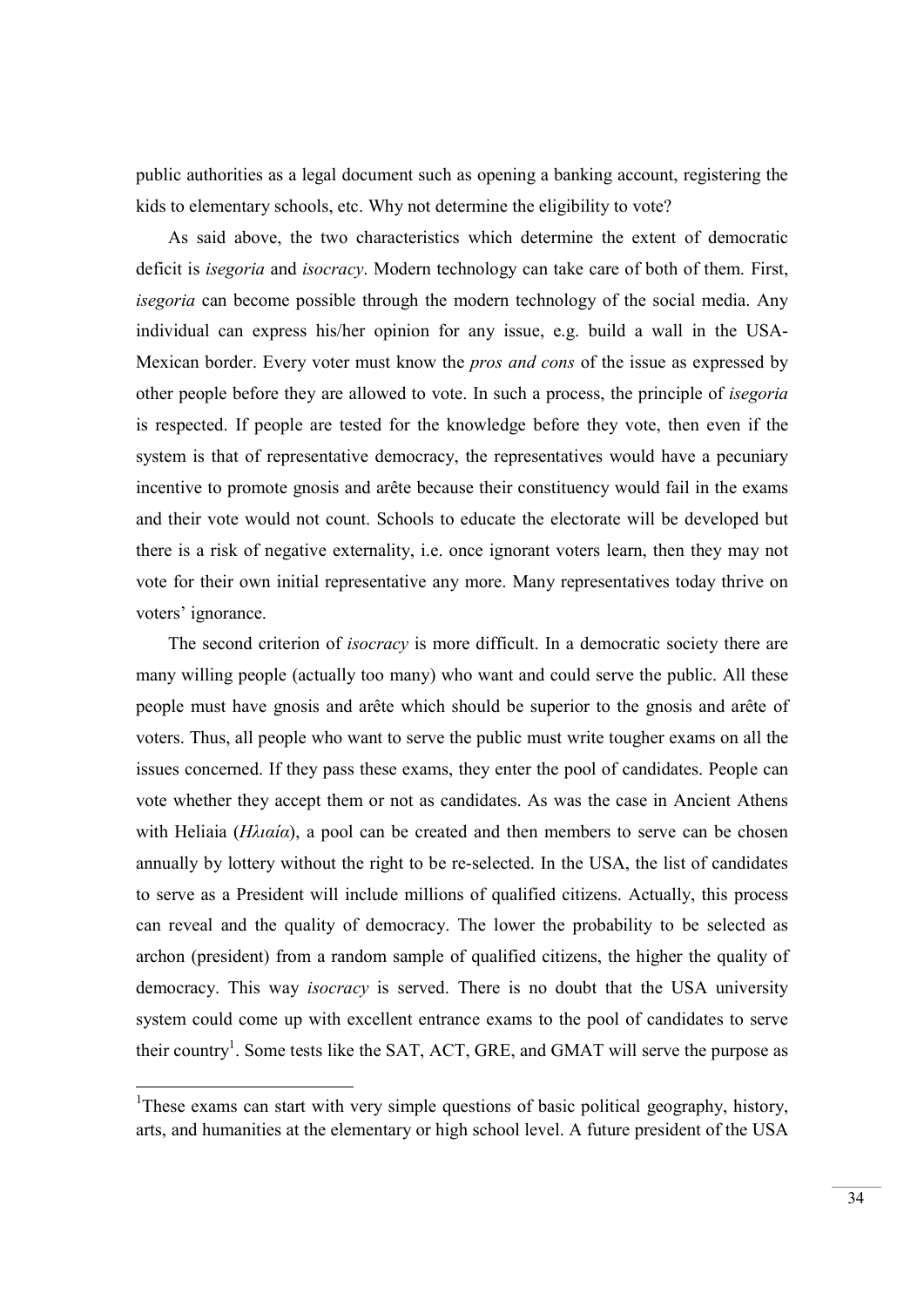public authorities as a legal document such as opening a banking account, registering the kids to elementary schools, etc. Why not determine the eligibility to vote?

As said above, the two characteristics which determine the extent of democratic deficit is *isegoria* and *isocracy*. Modern technology can take care of both of them. First, *isegoria* can become possible through the modern technology of the social media. Any individual can express his/her opinion for any issue, e.g. build a wall in the USA-Mexican border. Every voter must know the *pros and cons* of the issue as expressed by other people before they are allowed to vote. In such a process, the principle of *isegoria* is respected. If people are tested for the knowledge before they vote, then even if the system is that of representative democracy, the representatives would have a pecuniary incentive to promote gnosis and arête because their constituency would fail in the exams and their vote would not count. Schools to educate the electorate will be developed but there is a risk of negative externality, i.e. once ignorant voters learn, then they may not vote for their own initial representative any more. Many representatives today thrive on voters' ignorance.

The second criterion of *isocracy* is more difficult. In a democratic society there are many willing people (actually too many) who want and could serve the public. All these people must have gnosis and arête which should be superior to the gnosis and arête of voters. Thus, all people who want to serve the public must write tougher exams on all the issues concerned. If they pass these exams, they enter the pool of candidates. People can vote whether they accept them or not as candidates. As was the case in Ancient Athens with Heliaia (*Ηλιαία*), a pool can be created and then members to serve can be chosen annually by lottery without the right to be re-selected. In the USA, the list of candidates to serve as a President will include millions of qualified citizens. Actually, this process can reveal and the quality of democracy. The lower the probability to be selected as archon (president) from a random sample of qualified citizens, the higher the quality of democracy. This way *isocracy* is served. There is no doubt that the USA university system could come up with excellent entrance exams to the pool of candidates to serve their country[1]. Some tests like the SAT, ACT, GRE, and GMAT will serve the purpose as

---

[1]These exams can start with very simple questions of basic political geography, history, arts, and humanities at the elementary or high school level. A future president of the USA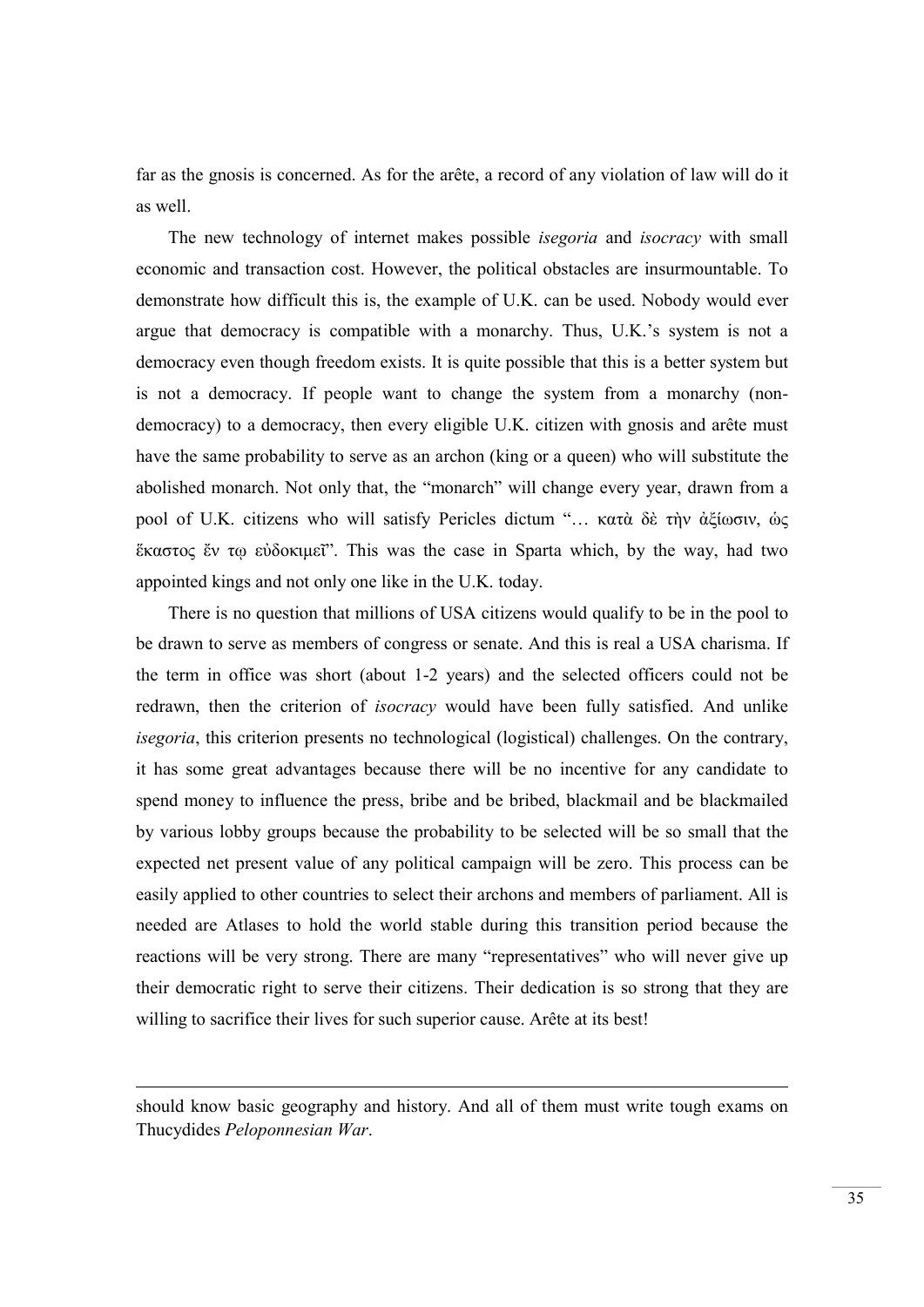far as the gnosis is concerned. As for the arête, a record of any violation of law will do it as well.

The new technology of internet makes possible *isegoria* and *isocracy* with small economic and transaction cost. However, the political obstacles are insurmountable. To demonstrate how difficult this is, the example of U.K. can be used. Nobody would ever argue that democracy is compatible with a monarchy. Thus, U.K.'s system is not a democracy even though freedom exists. It is quite possible that this is a better system but is not a democracy. If people want to change the system from a monarchy (non-democracy) to a democracy, then every eligible U.K. citizen with gnosis and arête must have the same probability to serve as an archon (king or a queen) who will substitute the abolished monarch. Not only that, the "monarch" will change every year, drawn from a pool of U.K. citizens who will satisfy Pericles dictum "… κατὰ δὲ τὴν ἀξίωσιν, ὡς ἕκαστος ἔν τῳ εὐδοκιμεῖ". This was the case in Sparta which, by the way, had two appointed kings and not only one like in the U.K. today.

There is no question that millions of USA citizens would qualify to be in the pool to be drawn to serve as members of congress or senate. And this is real a USA charisma. If the term in office was short (about 1-2 years) and the selected officers could not be redrawn, then the criterion of *isocracy* would have been fully satisfied. And unlike *isegoria*, this criterion presents no technological (logistical) challenges. On the contrary, it has some great advantages because there will be no incentive for any candidate to spend money to influence the press, bribe and be bribed, blackmail and be blackmailed by various lobby groups because the probability to be selected will be so small that the expected net present value of any political campaign will be zero. This process can be easily applied to other countries to select their archons and members of parliament. All is needed are Atlases to hold the world stable during this transition period because the reactions will be very strong. There are many "representatives" who will never give up their democratic right to serve their citizens. Their dedication is so strong that they are willing to sacrifice their lives for such superior cause. Arête at its best!

---

should know basic geography and history. And all of them must write tough exams on Thucydides *Peloponnesian War*.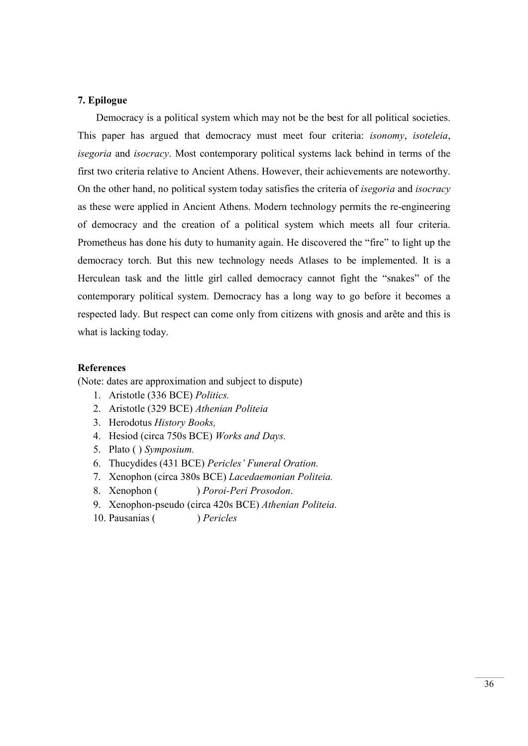## 7. Epilogue

Democracy is a political system which may not be the best for all political societies. This paper has argued that democracy must meet four criteria: *isonomy*, *isoteleia*, *isegoria* and *isocracy*. Most contemporary political systems lack behind in terms of the first two criteria relative to Ancient Athens. However, their achievements are noteworthy. On the other hand, no political system today satisfies the criteria of *isegoria* and *isocracy* as these were applied in Ancient Athens. Modern technology permits the re-engineering of democracy and the creation of a political system which meets all four criteria. Prometheus has done his duty to humanity again. He discovered the "fire" to light up the democracy torch. But this new technology needs Atlases to be implemented. It is a Herculean task and the little girl called democracy cannot fight the "snakes" of the contemporary political system. Democracy has a long way to go before it becomes a respected lady. But respect can come only from citizens with gnosis and arête and this is what is lacking today.

## References

(Note: dates are approximation and subject to dispute)

1. Aristotle (336 BCE) *Politics.*
2. Aristotle (329 BCE) *Athenian Politeia*
3. Herodotus *History Books,*
4. Hesiod (circa 750s BCE) *Works and Days.*
5. Plato ( ) *Symposium.*
6. Thucydides (431 BCE) *Pericles' Funeral Oration.*
7. Xenophon (circa 380s BCE) *Lacedaemonian Politeia.*
8. Xenophon ( ) *Poroi-Peri Prosodon*.
9. Xenophon-pseudo (circa 420s BCE) *Athenian Politeia.*
10. Pausanias ( ) *Pericles*